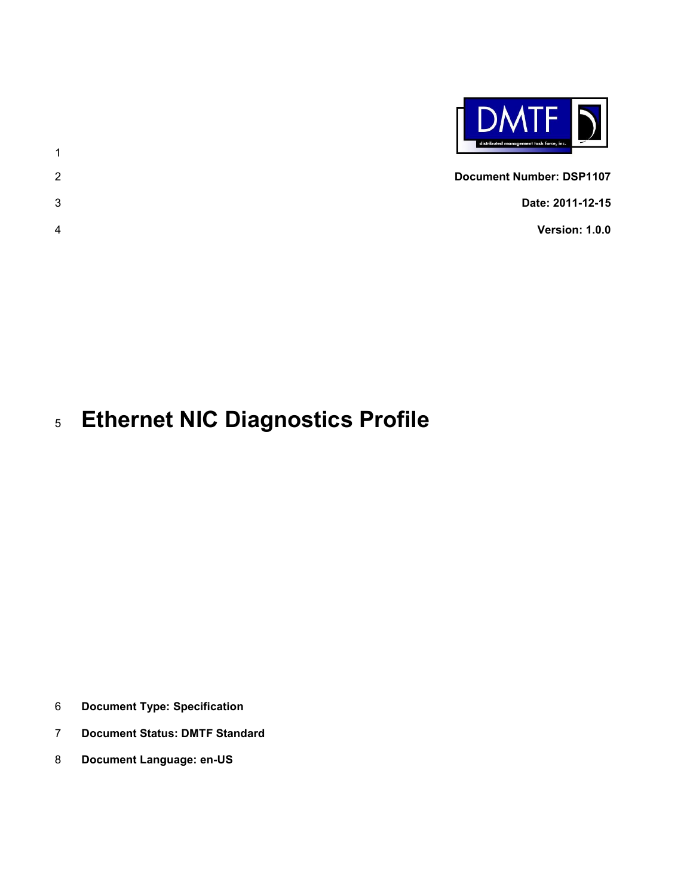**Document Number: DSP1107**

**Date: 2011-12-15**

**Version: 1.0.0**

# Ethernet NIC Diagnostics Profile

**Document Type: Specification**

**Document Status: DMTF Standard**

**Document Language: en-US**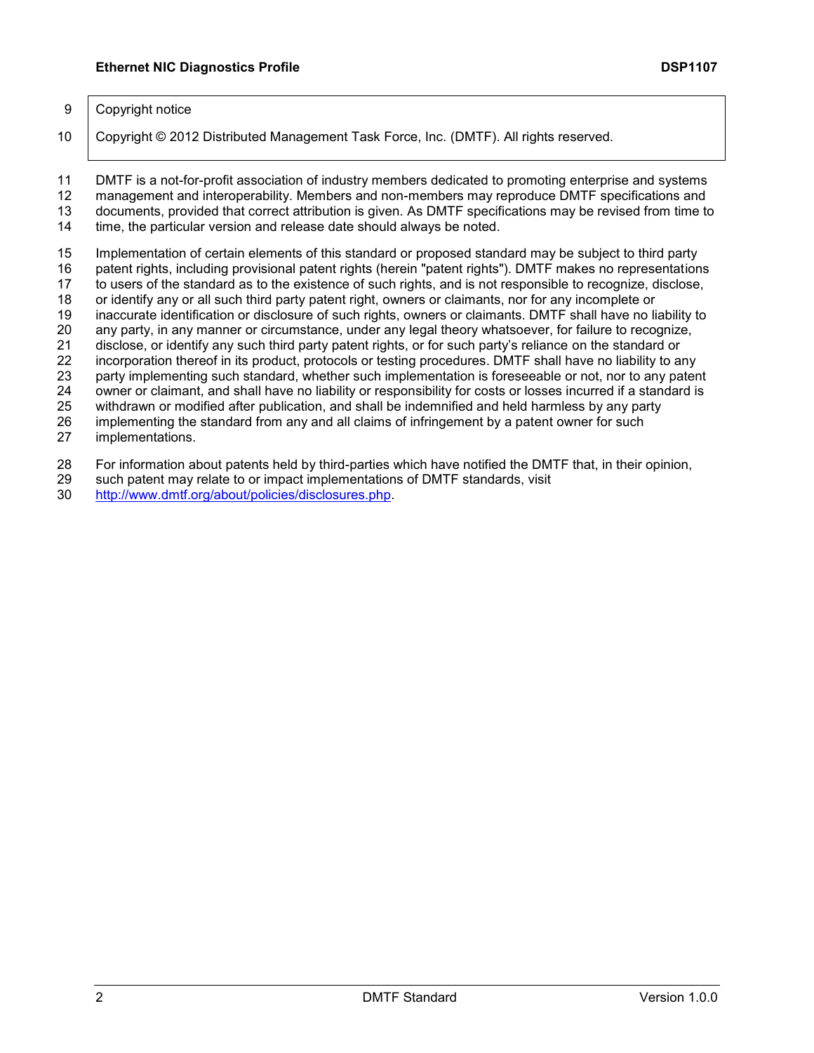Copyright notice

Copyright © 2012 Distributed Management Task Force, Inc. (DMTF). All rights reserved.

DMTF is a not-for-profit association of industry members dedicated to promoting enterprise and systems management and interoperability. Members and non-members may reproduce DMTF specifications and documents, provided that correct attribution is given. As DMTF specifications may be revised from time to time, the particular version and release date should always be noted.

Implementation of certain elements of this standard or proposed standard may be subject to third party patent rights, including provisional patent rights (herein "patent rights"). DMTF makes no representations to users of the standard as to the existence of such rights, and is not responsible to recognize, disclose, or identify any or all such third party patent right, owners or claimants, nor for any incomplete or inaccurate identification or disclosure of such rights, owners or claimants. DMTF shall have no liability to any party, in any manner or circumstance, under any legal theory whatsoever, for failure to recognize, disclose, or identify any such third party patent rights, or for such party's reliance on the standard or incorporation thereof in its product, protocols or testing procedures. DMTF shall have no liability to any party implementing such standard, whether such implementation is foreseeable or not, nor to any patent owner or claimant, and shall have no liability or responsibility for costs or losses incurred if a standard is withdrawn or modified after publication, and shall be indemnified and held harmless by any party implementing the standard from any and all claims of infringement by a patent owner for such implementations.

For information about patents held by third-parties which have notified the DMTF that, in their opinion, such patent may relate to or impact implementations of DMTF standards, visit http://www.dmtf.org/about/policies/disclosures.php.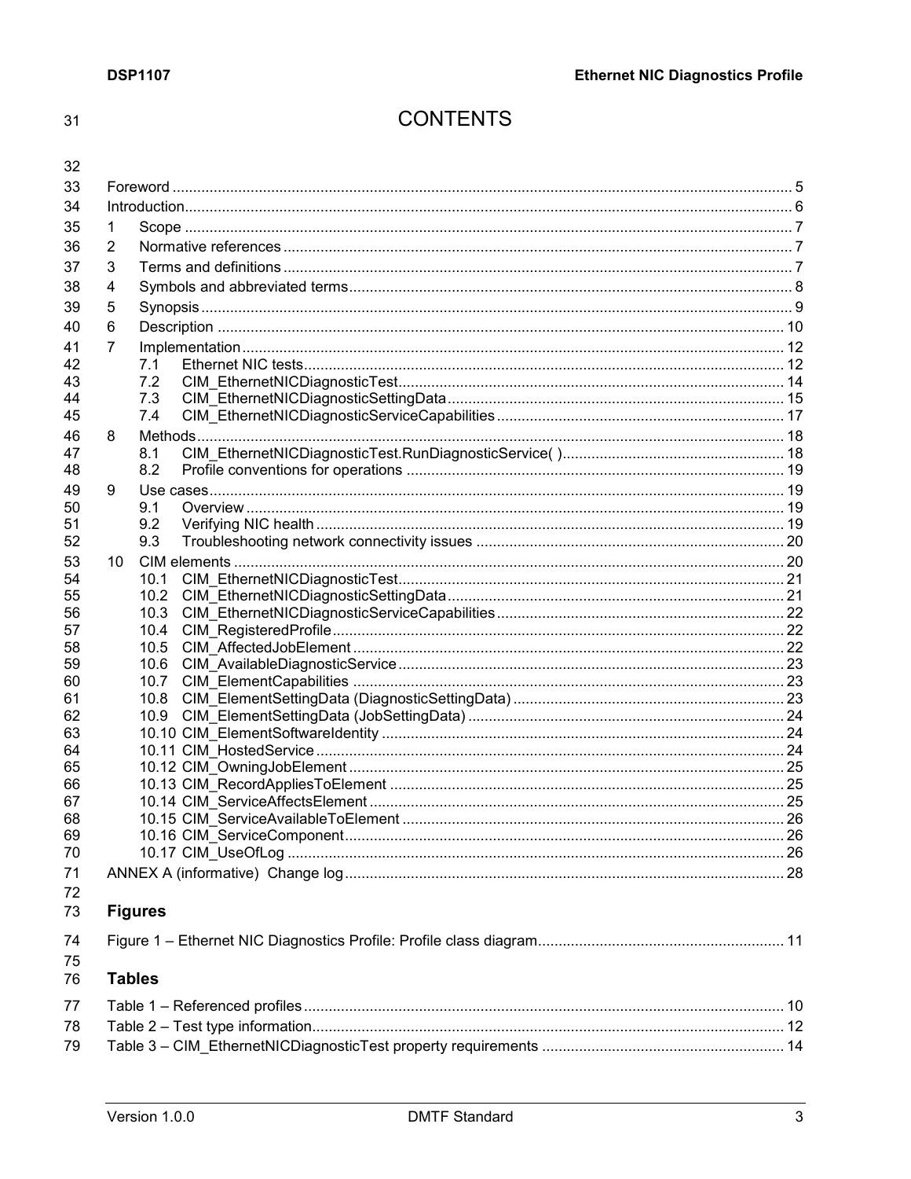# CONTENTS

Foreword ........................................................................................................................................ 5
Introduction..................................................................................................................................... 6
1 Scope ......................................................................................................................................... 7
2 Normative references ................................................................................................................ 7
3 Terms and definitions ................................................................................................................. 7
4 Symbols and abbreviated terms.................................................................................................. 8
5 Synopsis .................................................................................................................................... 9
6 Description ............................................................................................................................... 10
7 Implementation ......................................................................................................................... 12
  7.1 Ethernet NIC tests.................................................................................................................. 12
  7.2 CIM_EthernetNICDiagnosticTest............................................................................................ 14
  7.3 CIM_EthernetNICDiagnosticSettingData................................................................................ 15
  7.4 CIM_EthernetNICDiagnosticServiceCapabilities.................................................................... 17
8 Methods.................................................................................................................................... 18
  8.1 CIM_EthernetNICDiagnosticTest.RunDiagnosticService( ).................................................... 18
  8.2 Profile conventions for operations ......................................................................................... 19
9 Use cases................................................................................................................................. 19
  9.1 Overview ................................................................................................................................ 19
  9.2 Verifying NIC health ............................................................................................................... 19
  9.3 Troubleshooting network connectivity issues ........................................................................ 20
10 CIM elements ........................................................................................................................... 20
  10.1 CIM_EthernetNICDiagnosticTest.......................................................................................... 21
  10.2 CIM_EthernetNICDiagnosticSettingData.............................................................................. 21
  10.3 CIM_EthernetNICDiagnosticServiceCapabilities.................................................................. 22
  10.4 CIM_RegisteredProfile......................................................................................................... 22
  10.5 CIM_AffectedJobElement .................................................................................................... 22
  10.6 CIM_AvailableDiagnosticService.......................................................................................... 23
  10.7 CIM_ElementCapabilities ..................................................................................................... 23
  10.8 CIM_ElementSettingData (DiagnosticSettingData) .............................................................. 23
  10.9 CIM_ElementSettingData (JobSettingData) ......................................................................... 24
  10.10 CIM_ElementSoftwareIdentity ............................................................................................ 24
  10.11 CIM_HostedService ........................................................................................................... 24
  10.12 CIM_OwningJobElement .................................................................................................... 25
  10.13 CIM_RecordAppliesToElement .......................................................................................... 25
  10.14 CIM_ServiceAffectsElement ............................................................................................... 25
  10.15 CIM_ServiceAvailableToElement ....................................................................................... 26
  10.16 CIM_ServiceComponent..................................................................................................... 26
  10.17 CIM_UseOfLog ................................................................................................................... 26
ANNEX A (informative) Change log.............................................................................................. 28

## Figures

Figure 1 – Ethernet NIC Diagnostics Profile: Profile class diagram.............................................. 11

## Tables

Table 1 – Referenced profiles........................................................................................................ 10
Table 2 – Test type information..................................................................................................... 12
Table 3 – CIM_EthernetNICDiagnosticTest property requirements .............................................. 14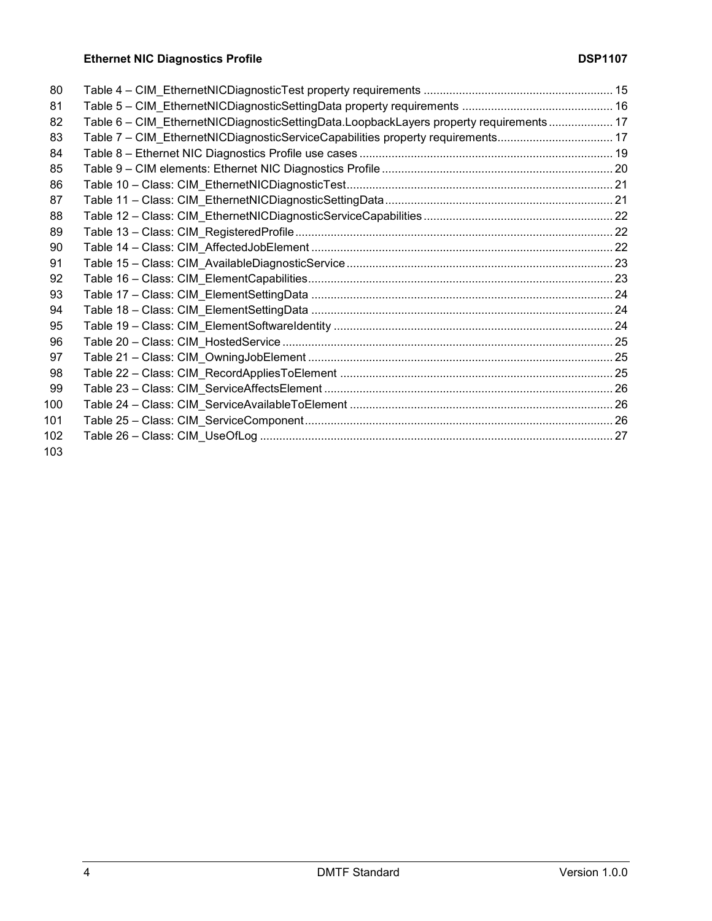Table 4 – CIM_EthernetNICDiagnosticTest property requirements ........................................................... 15
Table 5 – CIM_EthernetNICDiagnosticSettingData property requirements ............................................... 16
Table 6 – CIM_EthernetNICDiagnosticSettingData.LoopbackLayers property requirements .................... 17
Table 7 – CIM_EthernetNICDiagnosticServiceCapabilities property requirements.................................... 17
Table 8 – Ethernet NIC Diagnostics Profile use cases ............................................................................... 19
Table 9 – CIM elements: Ethernet NIC Diagnostics Profile ........................................................................ 20
Table 10 – Class: CIM_EthernetNICDiagnosticTest.................................................................................. 21
Table 11 – Class: CIM_EthernetNICDiagnosticSettingData....................................................................... 21
Table 12 – Class: CIM_EthernetNICDiagnosticServiceCapabilities ........................................................... 22
Table 13 – Class: CIM_RegisteredProfile.................................................................................................. 22
Table 14 – Class: CIM_AffectedJobElement ............................................................................................. 22
Table 15 – Class: CIM_AvailableDiagnosticService .................................................................................. 23
Table 16 – Class: CIM_ElementCapabilities.............................................................................................. 23
Table 17 – Class: CIM_ElementSettingData ............................................................................................. 24
Table 18 – Class: CIM_ElementSettingData ............................................................................................. 24
Table 19 – Class: CIM_ElementSoftwareIdentity ...................................................................................... 24
Table 20 – Class: CIM_HostedService ...................................................................................................... 25
Table 21 – Class: CIM_OwningJobElement .............................................................................................. 25
Table 22 – Class: CIM_RecordAppliesToElement ..................................................................................... 25
Table 23 – Class: CIM_ServiceAffectsElement ......................................................................................... 26
Table 24 – Class: CIM_ServiceAvailableToElement ................................................................................. 26
Table 25 – Class: CIM_ServiceComponent............................................................................................... 26
Table 26 – Class: CIM_UseOfLog ............................................................................................................. 27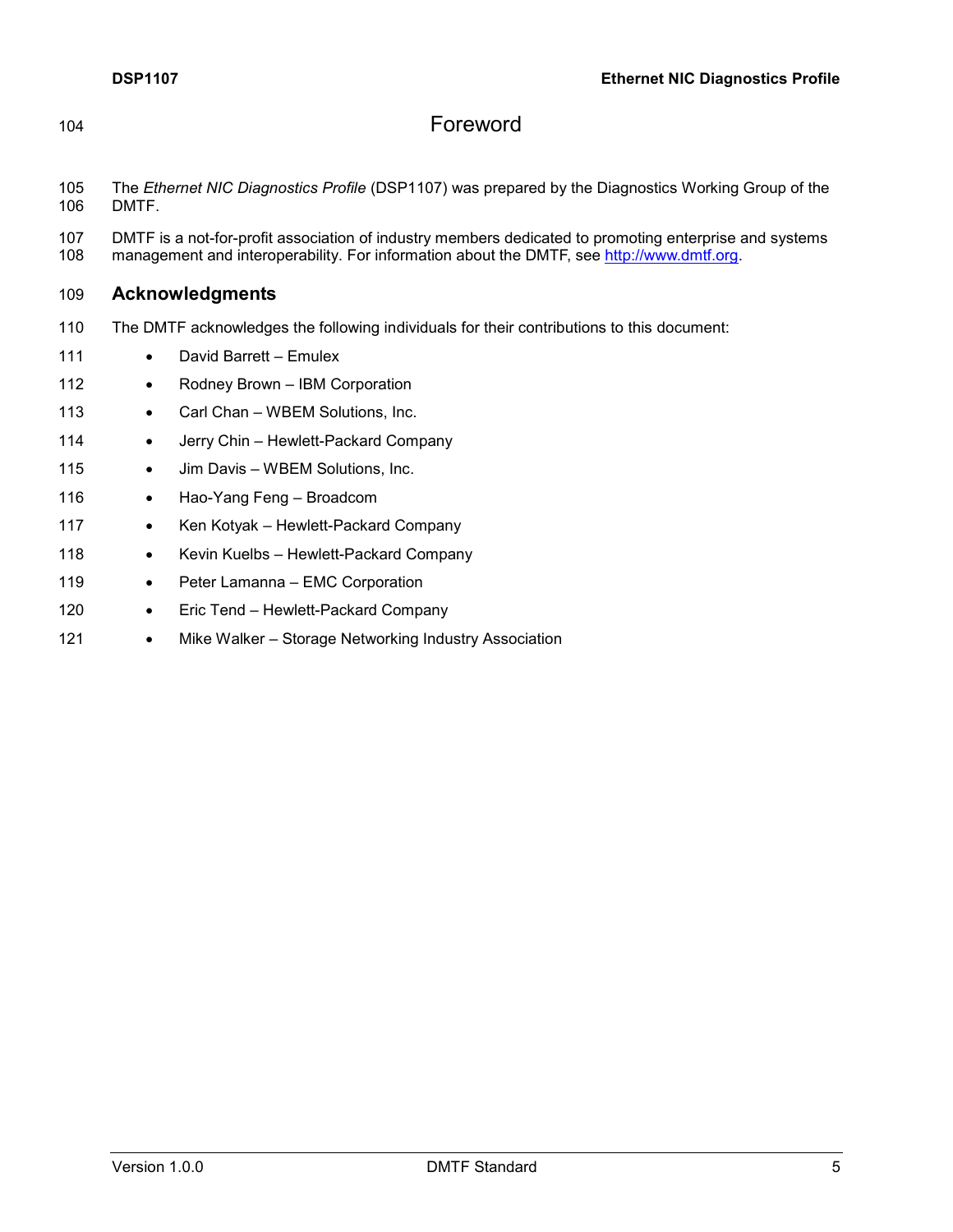# Foreword

The *Ethernet NIC Diagnostics Profile* (DSP1107) was prepared by the Diagnostics Working Group of the DMTF.

DMTF is a not-for-profit association of industry members dedicated to promoting enterprise and systems management and interoperability. For information about the DMTF, see http://www.dmtf.org.

## Acknowledgments

The DMTF acknowledges the following individuals for their contributions to this document:

- David Barrett – Emulex
- Rodney Brown – IBM Corporation
- Carl Chan – WBEM Solutions, Inc.
- Jerry Chin – Hewlett-Packard Company
- Jim Davis – WBEM Solutions, Inc.
- Hao-Yang Feng – Broadcom
- Ken Kotyak – Hewlett-Packard Company
- Kevin Kuelbs – Hewlett-Packard Company
- Peter Lamanna – EMC Corporation
- Eric Tend – Hewlett-Packard Company
- Mike Walker – Storage Networking Industry Association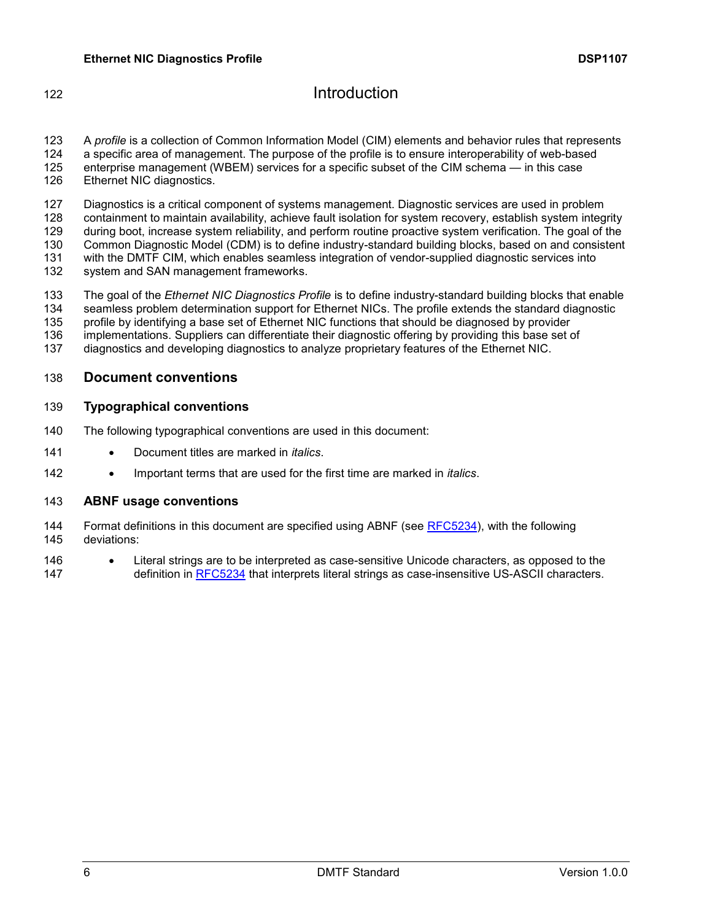# Introduction

A *profile* is a collection of Common Information Model (CIM) elements and behavior rules that represents a specific area of management. The purpose of the profile is to ensure interoperability of web-based enterprise management (WBEM) services for a specific subset of the CIM schema — in this case Ethernet NIC diagnostics.

Diagnostics is a critical component of systems management. Diagnostic services are used in problem containment to maintain availability, achieve fault isolation for system recovery, establish system integrity during boot, increase system reliability, and perform routine proactive system verification. The goal of the Common Diagnostic Model (CDM) is to define industry-standard building blocks, based on and consistent with the DMTF CIM, which enables seamless integration of vendor-supplied diagnostic services into system and SAN management frameworks.

The goal of the *Ethernet NIC Diagnostics Profile* is to define industry-standard building blocks that enable seamless problem determination support for Ethernet NICs. The profile extends the standard diagnostic profile by identifying a base set of Ethernet NIC functions that should be diagnosed by provider implementations. Suppliers can differentiate their diagnostic offering by providing this base set of diagnostics and developing diagnostics to analyze proprietary features of the Ethernet NIC.

## Document conventions

### Typographical conventions

The following typographical conventions are used in this document:

- Document titles are marked in *italics*.
- Important terms that are used for the first time are marked in *italics*.

### ABNF usage conventions

Format definitions in this document are specified using ABNF (see RFC5234), with the following deviations:

- Literal strings are to be interpreted as case-sensitive Unicode characters, as opposed to the definition in RFC5234 that interprets literal strings as case-insensitive US-ASCII characters.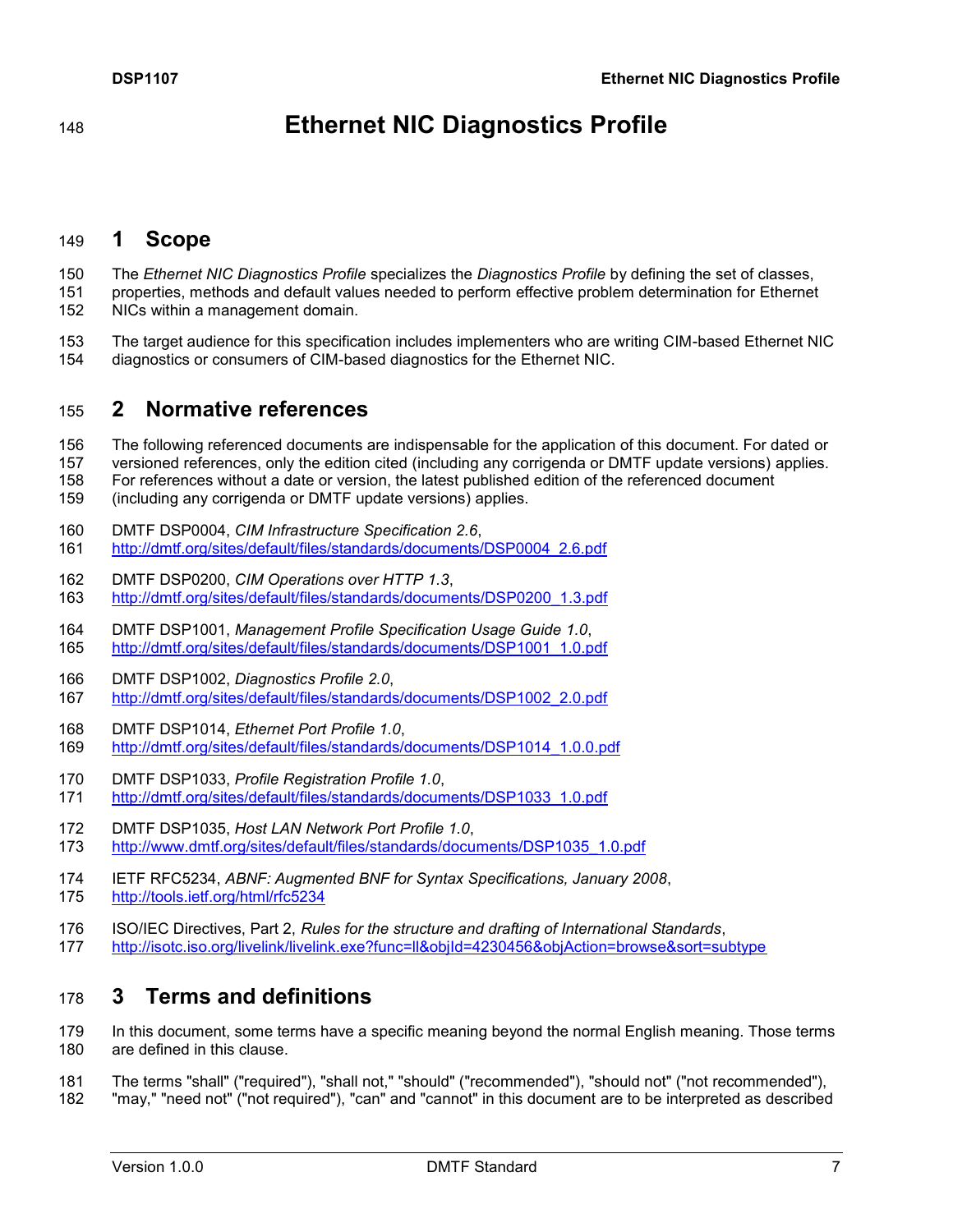# Ethernet NIC Diagnostics Profile

## 1 Scope

The *Ethernet NIC Diagnostics Profile* specializes the *Diagnostics Profile* by defining the set of classes, properties, methods and default values needed to perform effective problem determination for Ethernet NICs within a management domain.

The target audience for this specification includes implementers who are writing CIM-based Ethernet NIC diagnostics or consumers of CIM-based diagnostics for the Ethernet NIC.

## 2 Normative references

The following referenced documents are indispensable for the application of this document. For dated or versioned references, only the edition cited (including any corrigenda or DMTF update versions) applies. For references without a date or version, the latest published edition of the referenced document (including any corrigenda or DMTF update versions) applies.

DMTF DSP0004, *CIM Infrastructure Specification 2.6*,
http://dmtf.org/sites/default/files/standards/documents/DSP0004_2.6.pdf

DMTF DSP0200, *CIM Operations over HTTP 1.3*,
http://dmtf.org/sites/default/files/standards/documents/DSP0200_1.3.pdf

DMTF DSP1001, *Management Profile Specification Usage Guide 1.0*,
http://dmtf.org/sites/default/files/standards/documents/DSP1001_1.0.pdf

DMTF DSP1002, *Diagnostics Profile 2.0*,
http://dmtf.org/sites/default/files/standards/documents/DSP1002_2.0.pdf

DMTF DSP1014, *Ethernet Port Profile 1.0*,
http://dmtf.org/sites/default/files/standards/documents/DSP1014_1.0.0.pdf

DMTF DSP1033, *Profile Registration Profile 1.0*,
http://dmtf.org/sites/default/files/standards/documents/DSP1033_1.0.pdf

DMTF DSP1035, *Host LAN Network Port Profile 1.0*,
http://www.dmtf.org/sites/default/files/standards/documents/DSP1035_1.0.pdf

IETF RFC5234, *ABNF: Augmented BNF for Syntax Specifications, January 2008*,
http://tools.ietf.org/html/rfc5234

ISO/IEC Directives, Part 2, *Rules for the structure and drafting of International Standards*,
http://isotc.iso.org/livelink/livelink.exe?func=ll&objId=4230456&objAction=browse&sort=subtype

## 3 Terms and definitions

In this document, some terms have a specific meaning beyond the normal English meaning. Those terms are defined in this clause.

The terms "shall" ("required"), "shall not," "should" ("recommended"), "should not" ("not recommended"), "may," "need not" ("not required"), "can" and "cannot" in this document are to be interpreted as described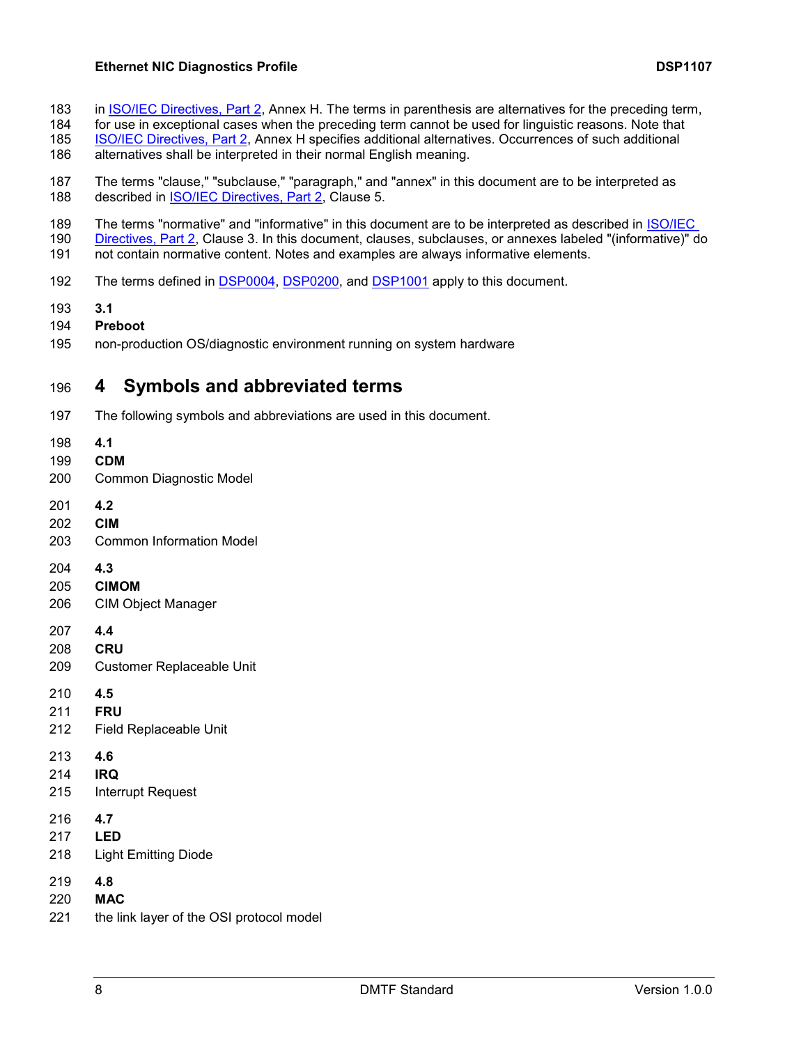in ISO/IEC Directives, Part 2, Annex H. The terms in parenthesis are alternatives for the preceding term, for use in exceptional cases when the preceding term cannot be used for linguistic reasons. Note that ISO/IEC Directives, Part 2, Annex H specifies additional alternatives. Occurrences of such additional alternatives shall be interpreted in their normal English meaning.

The terms "clause," "subclause," "paragraph," and "annex" in this document are to be interpreted as described in ISO/IEC Directives, Part 2, Clause 5.

The terms "normative" and "informative" in this document are to be interpreted as described in ISO/IEC Directives, Part 2, Clause 3. In this document, clauses, subclauses, or annexes labeled "(informative)" do not contain normative content. Notes and examples are always informative elements.

The terms defined in DSP0004, DSP0200, and DSP1001 apply to this document.

**3.1**
**Preboot**
non-production OS/diagnostic environment running on system hardware

# 4 Symbols and abbreviated terms

The following symbols and abbreviations are used in this document.

**4.1**
**CDM**
Common Diagnostic Model

**4.2**
**CIM**
Common Information Model

**4.3**
**CIMOM**
CIM Object Manager

**4.4**
**CRU**
Customer Replaceable Unit

**4.5**
**FRU**
Field Replaceable Unit

**4.6**
**IRQ**
Interrupt Request

**4.7**
**LED**
Light Emitting Diode

**4.8**
**MAC**
the link layer of the OSI protocol model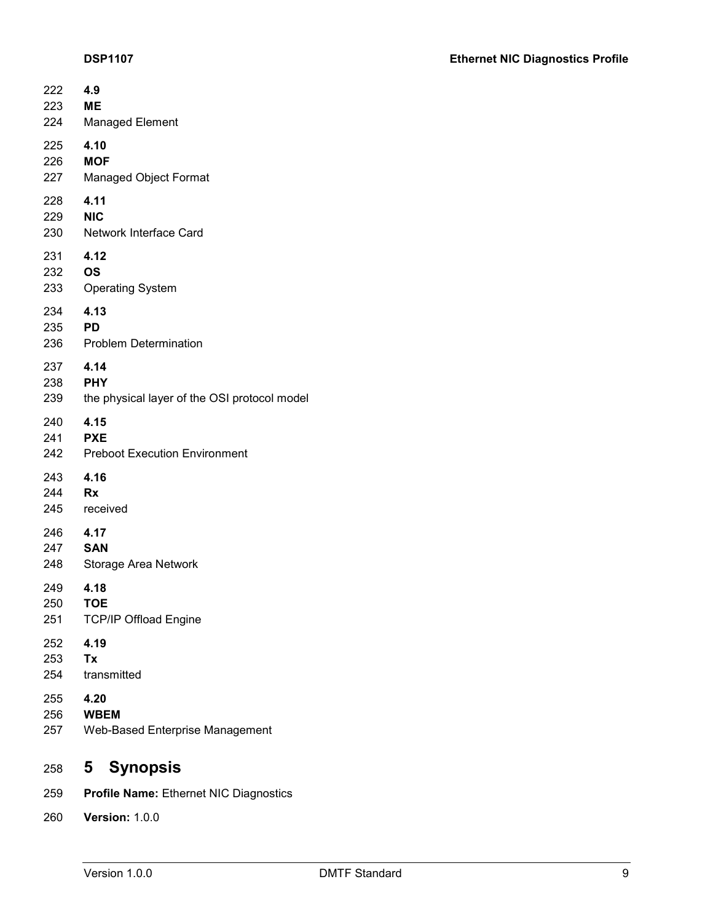**4.9**
**ME**
Managed Element

**4.10**
**MOF**
Managed Object Format

**4.11**
**NIC**
Network Interface Card

**4.12**
**OS**
Operating System

**4.13**
**PD**
Problem Determination

**4.14**
**PHY**
the physical layer of the OSI protocol model

**4.15**
**PXE**
Preboot Execution Environment

**4.16**
**Rx**
received

**4.17**
**SAN**
Storage Area Network

**4.18**
**TOE**
TCP/IP Offload Engine

**4.19**
**Tx**
transmitted

**4.20**
**WBEM**
Web-Based Enterprise Management

# 5 Synopsis

**Profile Name:** Ethernet NIC Diagnostics

**Version:** 1.0.0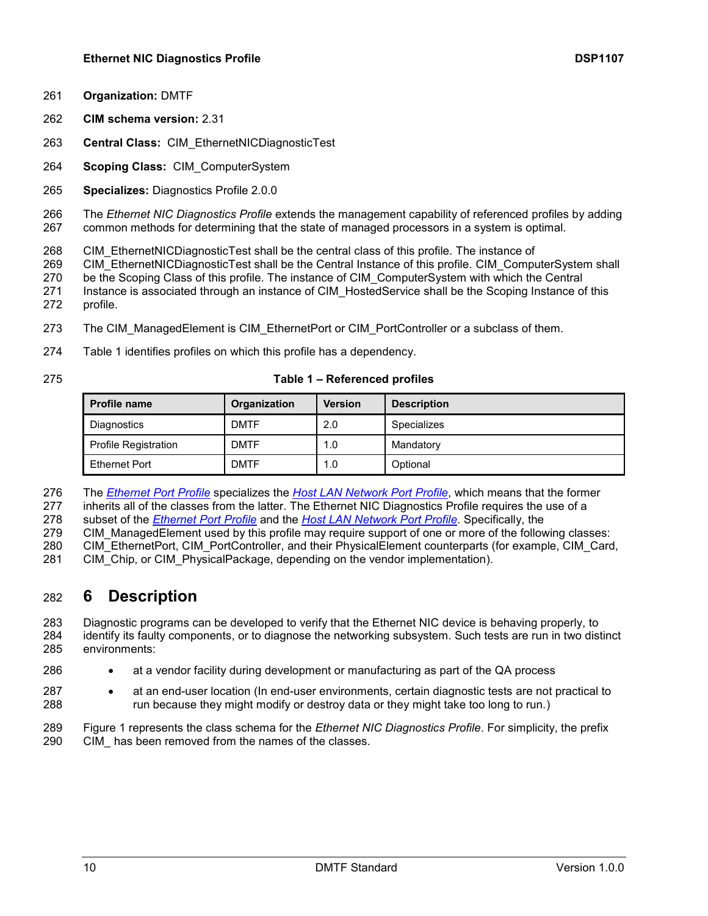**Organization:** DMTF

**CIM schema version:** 2.31

**Central Class:** CIM_EthernetNICDiagnosticTest

**Scoping Class:** CIM_ComputerSystem

**Specializes:** Diagnostics Profile 2.0.0

The *Ethernet NIC Diagnostics Profile* extends the management capability of referenced profiles by adding common methods for determining that the state of managed processors in a system is optimal.

CIM_EthernetNICDiagnosticTest shall be the central class of this profile. The instance of CIM_EthernetNICDiagnosticTest shall be the Central Instance of this profile. CIM_ComputerSystem shall be the Scoping Class of this profile. The instance of CIM_ComputerSystem with which the Central Instance is associated through an instance of CIM_HostedService shall be the Scoping Instance of this profile.

The CIM_ManagedElement is CIM_EthernetPort or CIM_PortController or a subclass of them.

Table 1 identifies profiles on which this profile has a dependency.

**Table 1 – Referenced profiles**

| Profile name | Organization | Version | Description |
|---|---|---|---|
| Diagnostics | DMTF | 2.0 | Specializes |
| Profile Registration | DMTF | 1.0 | Mandatory |
| Ethernet Port | DMTF | 1.0 | Optional |

The *Ethernet Port Profile* specializes the *Host LAN Network Port Profile*, which means that the former inherits all of the classes from the latter. The Ethernet NIC Diagnostics Profile requires the use of a subset of the *Ethernet Port Profile* and the *Host LAN Network Port Profile*. Specifically, the CIM_ManagedElement used by this profile may require support of one or more of the following classes: CIM_EthernetPort, CIM_PortController, and their PhysicalElement counterparts (for example, CIM_Card, CIM_Chip, or CIM_PhysicalPackage, depending on the vendor implementation).

# 6 Description

Diagnostic programs can be developed to verify that the Ethernet NIC device is behaving properly, to identify its faulty components, or to diagnose the networking subsystem. Such tests are run in two distinct environments:

- at a vendor facility during development or manufacturing as part of the QA process
- at an end-user location (In end-user environments, certain diagnostic tests are not practical to run because they might modify or destroy data or they might take too long to run.)

Figure 1 represents the class schema for the *Ethernet NIC Diagnostics Profile*. For simplicity, the prefix CIM_ has been removed from the names of the classes.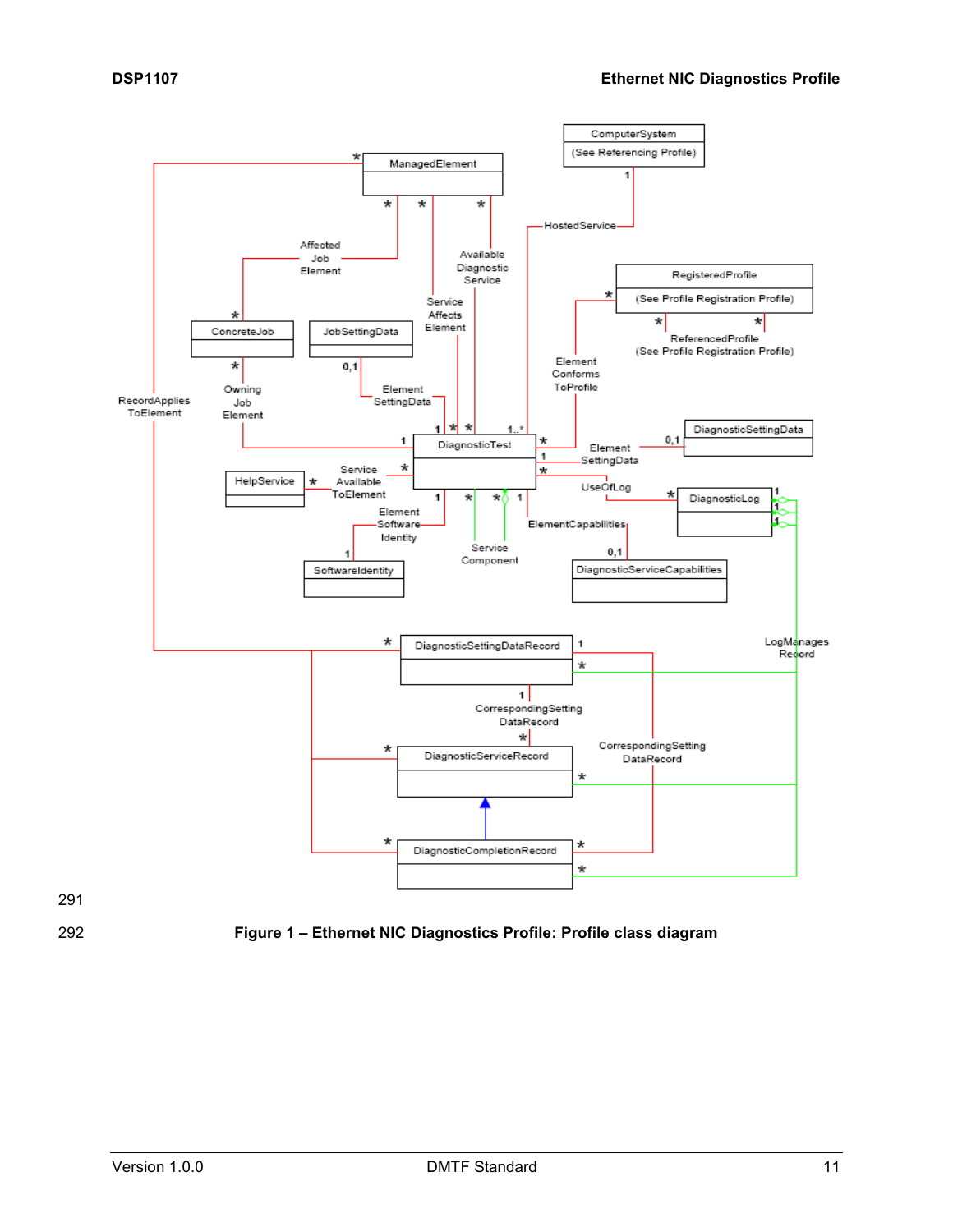Figure 1 – Ethernet NIC Diagnostics Profile: Profile class diagram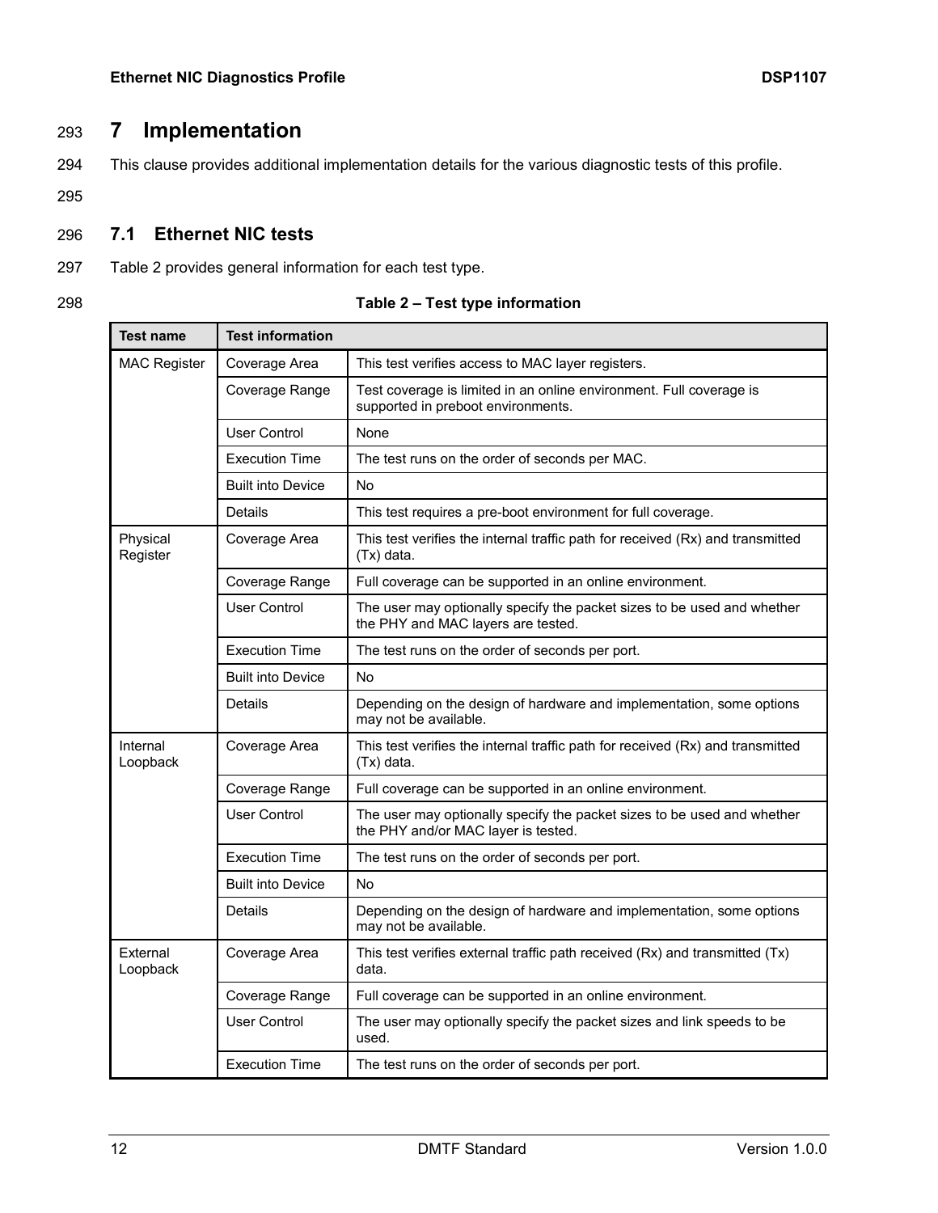# 7 Implementation

This clause provides additional implementation details for the various diagnostic tests of this profile.

## 7.1 Ethernet NIC tests

Table 2 provides general information for each test type.

**Table 2 – Test type information**

| Test name | Test information | |
|---|---|---|
| MAC Register | Coverage Area | This test verifies access to MAC layer registers. |
| | Coverage Range | Test coverage is limited in an online environment. Full coverage is supported in preboot environments. |
| | User Control | None |
| | Execution Time | The test runs on the order of seconds per MAC. |
| | Built into Device | No |
| | Details | This test requires a pre-boot environment for full coverage. |
| Physical Register | Coverage Area | This test verifies the internal traffic path for received (Rx) and transmitted (Tx) data. |
| | Coverage Range | Full coverage can be supported in an online environment. |
| | User Control | The user may optionally specify the packet sizes to be used and whether the PHY and MAC layers are tested. |
| | Execution Time | The test runs on the order of seconds per port. |
| | Built into Device | No |
| | Details | Depending on the design of hardware and implementation, some options may not be available. |
| Internal Loopback | Coverage Area | This test verifies the internal traffic path for received (Rx) and transmitted (Tx) data. |
| | Coverage Range | Full coverage can be supported in an online environment. |
| | User Control | The user may optionally specify the packet sizes to be used and whether the PHY and/or MAC layer is tested. |
| | Execution Time | The test runs on the order of seconds per port. |
| | Built into Device | No |
| | Details | Depending on the design of hardware and implementation, some options may not be available. |
| External Loopback | Coverage Area | This test verifies external traffic path received (Rx) and transmitted (Tx) data. |
| | Coverage Range | Full coverage can be supported in an online environment. |
| | User Control | The user may optionally specify the packet sizes and link speeds to be used. |
| | Execution Time | The test runs on the order of seconds per port. |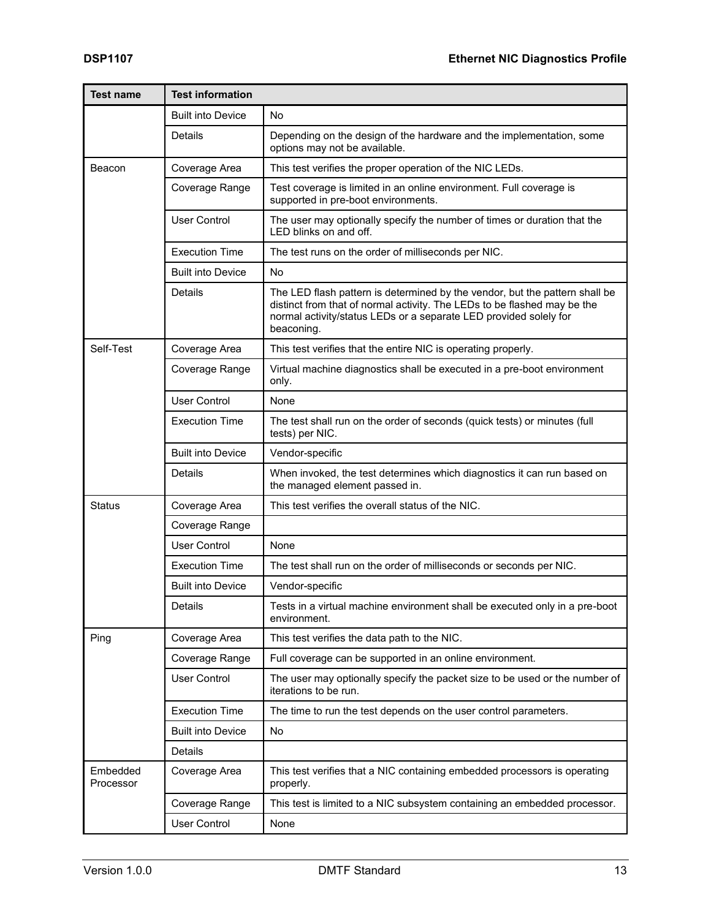| Test name | Test information | |
|---|---|---|
| | Built into Device | No |
| | Details | Depending on the design of the hardware and the implementation, some options may not be available. |
| Beacon | Coverage Area | This test verifies the proper operation of the NIC LEDs. |
| | Coverage Range | Test coverage is limited in an online environment. Full coverage is supported in pre-boot environments. |
| | User Control | The user may optionally specify the number of times or duration that the LED blinks on and off. |
| | Execution Time | The test runs on the order of milliseconds per NIC. |
| | Built into Device | No |
| | Details | The LED flash pattern is determined by the vendor, but the pattern shall be distinct from that of normal activity. The LEDs to be flashed may be the normal activity/status LEDs or a separate LED provided solely for beaconing. |
| Self-Test | Coverage Area | This test verifies that the entire NIC is operating properly. |
| | Coverage Range | Virtual machine diagnostics shall be executed in a pre-boot environment only. |
| | User Control | None |
| | Execution Time | The test shall run on the order of seconds (quick tests) or minutes (full tests) per NIC. |
| | Built into Device | Vendor-specific |
| | Details | When invoked, the test determines which diagnostics it can run based on the managed element passed in. |
| Status | Coverage Area | This test verifies the overall status of the NIC. |
| | Coverage Range | |
| | User Control | None |
| | Execution Time | The test shall run on the order of milliseconds or seconds per NIC. |
| | Built into Device | Vendor-specific |
| | Details | Tests in a virtual machine environment shall be executed only in a pre-boot environment. |
| Ping | Coverage Area | This test verifies the data path to the NIC. |
| | Coverage Range | Full coverage can be supported in an online environment. |
| | User Control | The user may optionally specify the packet size to be used or the number of iterations to be run. |
| | Execution Time | The time to run the test depends on the user control parameters. |
| | Built into Device | No |
| | Details | |
| Embedded Processor | Coverage Area | This test verifies that a NIC containing embedded processors is operating properly. |
| | Coverage Range | This test is limited to a NIC subsystem containing an embedded processor. |
| | User Control | None |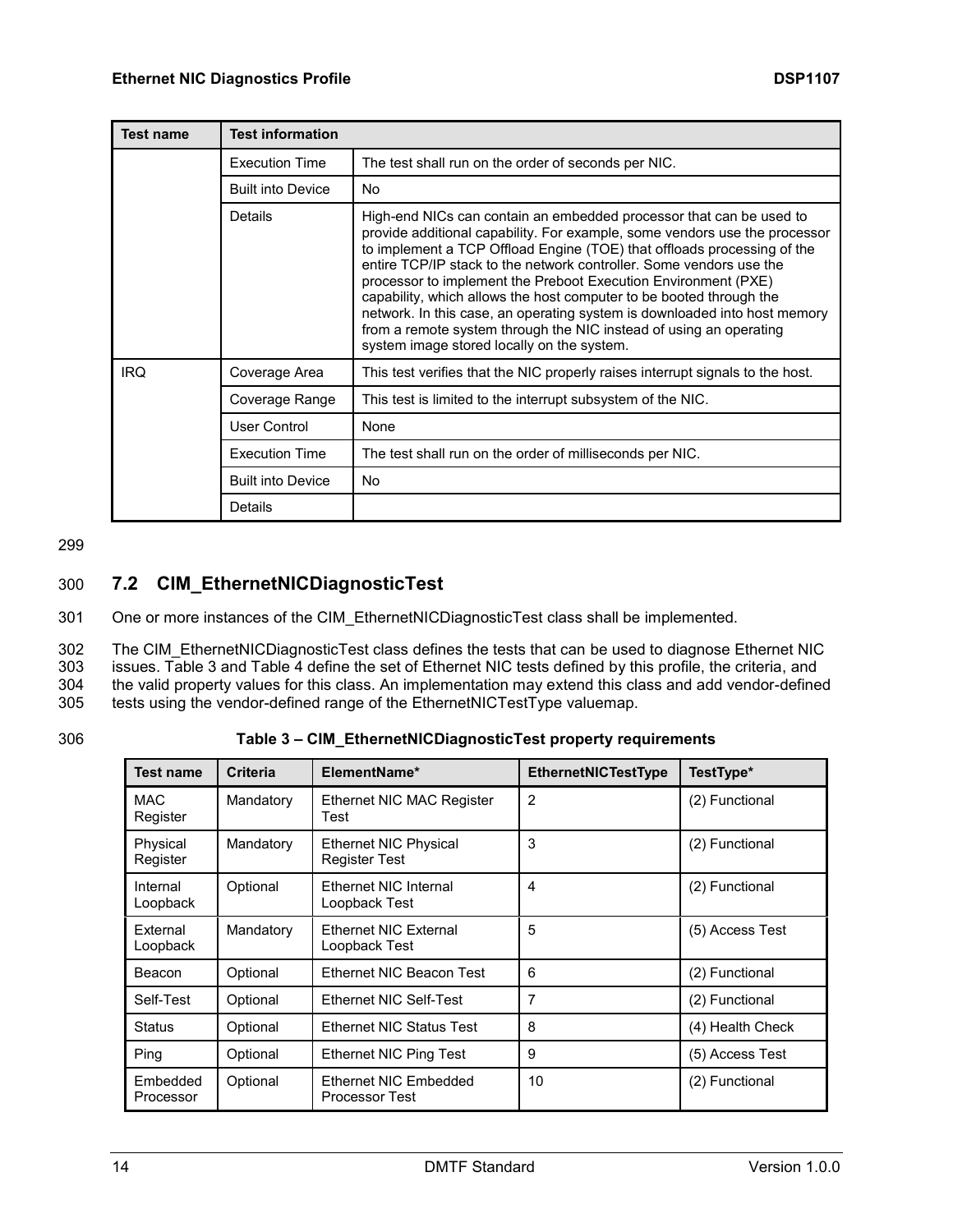| Test name | Test information | |
|---|---|---|
| | Execution Time | The test shall run on the order of seconds per NIC. |
| | Built into Device | No |
| | Details | High-end NICs can contain an embedded processor that can be used to provide additional capability. For example, some vendors use the processor to implement a TCP Offload Engine (TOE) that offloads processing of the entire TCP/IP stack to the network controller. Some vendors use the processor to implement the Preboot Execution Environment (PXE) capability, which allows the host computer to be booted through the network. In this case, an operating system is downloaded into host memory from a remote system through the NIC instead of using an operating system image stored locally on the system. |
| IRQ | Coverage Area | This test verifies that the NIC properly raises interrupt signals to the host. |
| | Coverage Range | This test is limited to the interrupt subsystem of the NIC. |
| | User Control | None |
| | Execution Time | The test shall run on the order of milliseconds per NIC. |
| | Built into Device | No |
| | Details | |

## 7.2 CIM_EthernetNICDiagnosticTest

One or more instances of the CIM_EthernetNICDiagnosticTest class shall be implemented.

The CIM_EthernetNICDiagnosticTest class defines the tests that can be used to diagnose Ethernet NIC issues. Table 3 and Table 4 define the set of Ethernet NIC tests defined by this profile, the criteria, and the valid property values for this class. An implementation may extend this class and add vendor-defined tests using the vendor-defined range of the EthernetNICTestType valuemap.

**Table 3 – CIM_EthernetNICDiagnosticTest property requirements**

| Test name | Criteria | ElementName* | EthernetNICTestType | TestType* |
|---|---|---|---|---|
| MAC Register | Mandatory | Ethernet NIC MAC Register Test | 2 | (2) Functional |
| Physical Register | Mandatory | Ethernet NIC Physical Register Test | 3 | (2) Functional |
| Internal Loopback | Optional | Ethernet NIC Internal Loopback Test | 4 | (2) Functional |
| External Loopback | Mandatory | Ethernet NIC External Loopback Test | 5 | (5) Access Test |
| Beacon | Optional | Ethernet NIC Beacon Test | 6 | (2) Functional |
| Self-Test | Optional | Ethernet NIC Self-Test | 7 | (2) Functional |
| Status | Optional | Ethernet NIC Status Test | 8 | (4) Health Check |
| Ping | Optional | Ethernet NIC Ping Test | 9 | (5) Access Test |
| Embedded Processor | Optional | Ethernet NIC Embedded Processor Test | 10 | (2) Functional |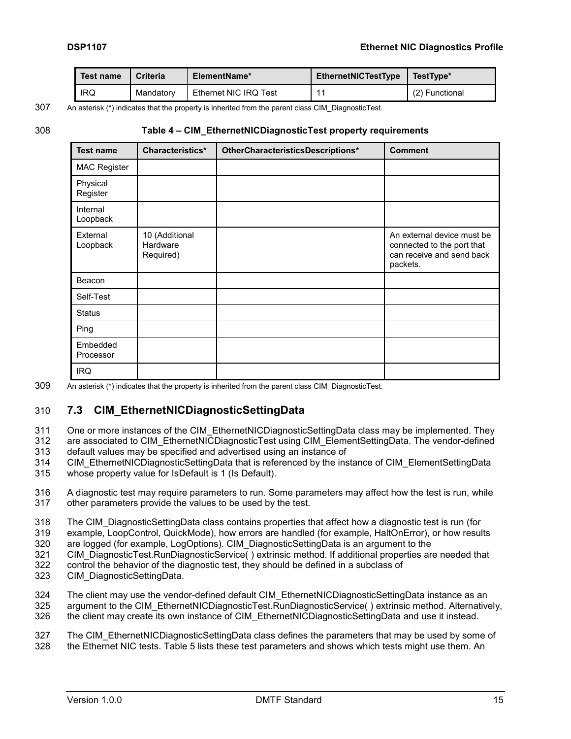| Test name | Criteria | ElementName* | EthernetNICTestType | TestType* |
|---|---|---|---|---|
| IRQ | Mandatory | Ethernet NIC IRQ Test | 11 | (2) Functional |

An asterisk (*) indicates that the property is inherited from the parent class CIM_DiagnosticTest.

**Table 4 – CIM_EthernetNICDiagnosticTest property requirements**

| Test name | Characteristics* | OtherCharacteristicsDescriptions* | Comment |
|---|---|---|---|
| MAC Register | | | |
| Physical Register | | | |
| Internal Loopback | | | |
| External Loopback | 10 (Additional Hardware Required) | | An external device must be connected to the port that can receive and send back packets. |
| Beacon | | | |
| Self-Test | | | |
| Status | | | |
| Ping | | | |
| Embedded Processor | | | |
| IRQ | | | |

An asterisk (*) indicates that the property is inherited from the parent class CIM_DiagnosticTest.

## 7.3 CIM_EthernetNICDiagnosticSettingData

One or more instances of the CIM_EthernetNICDiagnosticSettingData class may be implemented. They are associated to CIM_EthernetNICDiagnosticTest using CIM_ElementSettingData. The vendor-defined default values may be specified and advertised using an instance of CIM_EthernetNICDiagnosticSettingData that is referenced by the instance of CIM_ElementSettingData whose property value for IsDefault is 1 (Is Default).

A diagnostic test may require parameters to run. Some parameters may affect how the test is run, while other parameters provide the values to be used by the test.

The CIM_DiagnosticSettingData class contains properties that affect how a diagnostic test is run (for example, LoopControl, QuickMode), how errors are handled (for example, HaltOnError), or how results are logged (for example, LogOptions). CIM_DiagnosticSettingData is an argument to the CIM_DiagnosticTest.RunDiagnosticService( ) extrinsic method. If additional properties are needed that control the behavior of the diagnostic test, they should be defined in a subclass of CIM_DiagnosticSettingData.

The client may use the vendor-defined default CIM_EthernetNICDiagnosticSettingData instance as an argument to the CIM_EthernetNICDiagnosticTest.RunDiagnosticService( ) extrinsic method. Alternatively, the client may create its own instance of CIM_EthernetNICDiagnosticSettingData and use it instead.

The CIM_EthernetNICDiagnosticSettingData class defines the parameters that may be used by some of the Ethernet NIC tests. Table 5 lists these test parameters and shows which tests might use them. An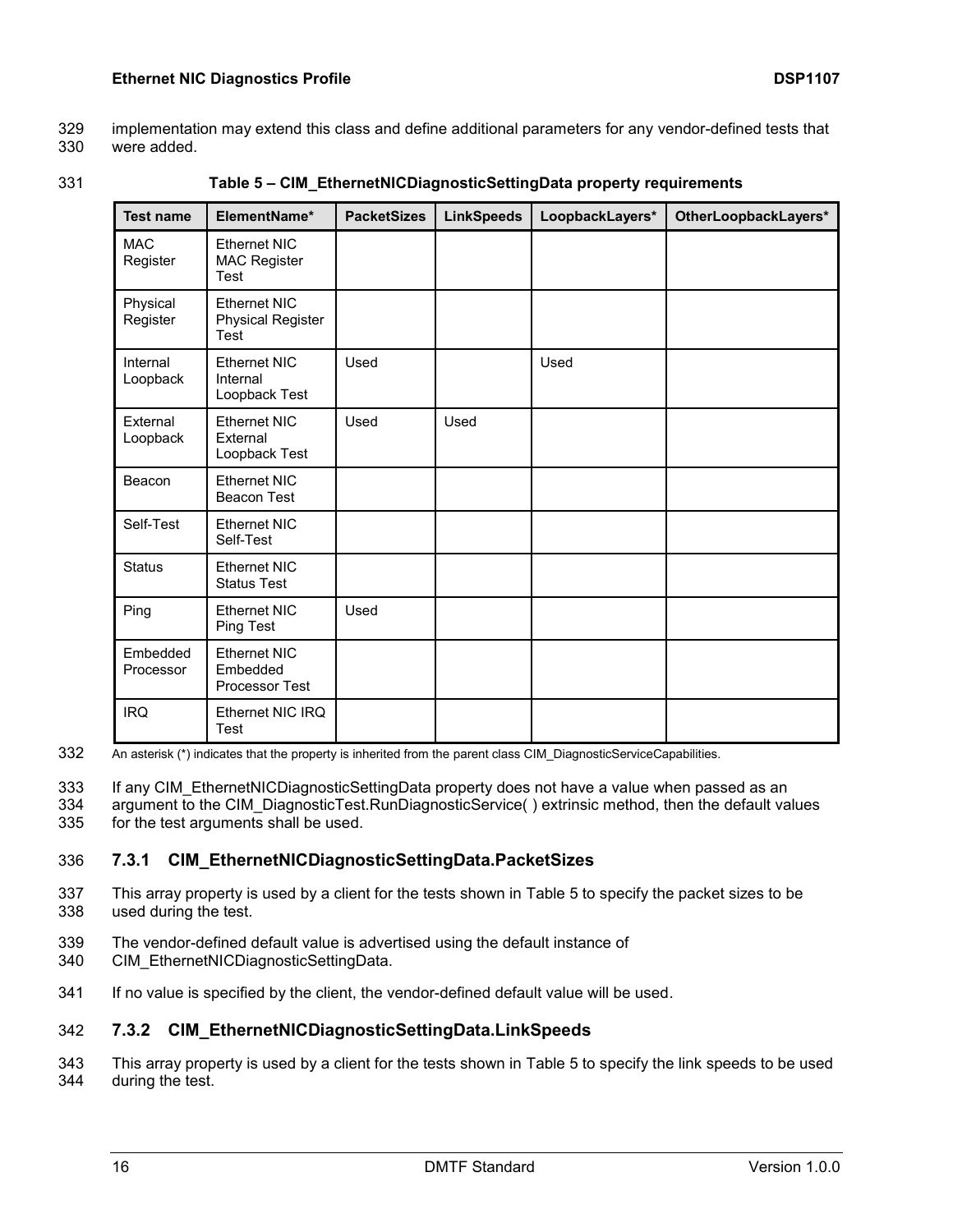implementation may extend this class and define additional parameters for any vendor-defined tests that were added.

**Table 5 – CIM_EthernetNICDiagnosticSettingData property requirements**

| Test name | ElementName* | PacketSizes | LinkSpeeds | LoopbackLayers* | OtherLoopbackLayers* |
|---|---|---|---|---|---|
| MAC Register | Ethernet NIC MAC Register Test | | | | |
| Physical Register | Ethernet NIC Physical Register Test | | | | |
| Internal Loopback | Ethernet NIC Internal Loopback Test | Used | | Used | |
| External Loopback | Ethernet NIC External Loopback Test | Used | Used | | |
| Beacon | Ethernet NIC Beacon Test | | | | |
| Self-Test | Ethernet NIC Self-Test | | | | |
| Status | Ethernet NIC Status Test | | | | |
| Ping | Ethernet NIC Ping Test | Used | | | |
| Embedded Processor | Ethernet NIC Embedded Processor Test | | | | |
| IRQ | Ethernet NIC IRQ Test | | | | |

An asterisk (*) indicates that the property is inherited from the parent class CIM_DiagnosticServiceCapabilities.

If any CIM_EthernetNICDiagnosticSettingData property does not have a value when passed as an argument to the CIM_DiagnosticTest.RunDiagnosticService( ) extrinsic method, then the default values for the test arguments shall be used.

### 7.3.1 CIM_EthernetNICDiagnosticSettingData.PacketSizes

This array property is used by a client for the tests shown in Table 5 to specify the packet sizes to be used during the test.

The vendor-defined default value is advertised using the default instance of CIM_EthernetNICDiagnosticSettingData.

If no value is specified by the client, the vendor-defined default value will be used.

### 7.3.2 CIM_EthernetNICDiagnosticSettingData.LinkSpeeds

This array property is used by a client for the tests shown in Table 5 to specify the link speeds to be used during the test.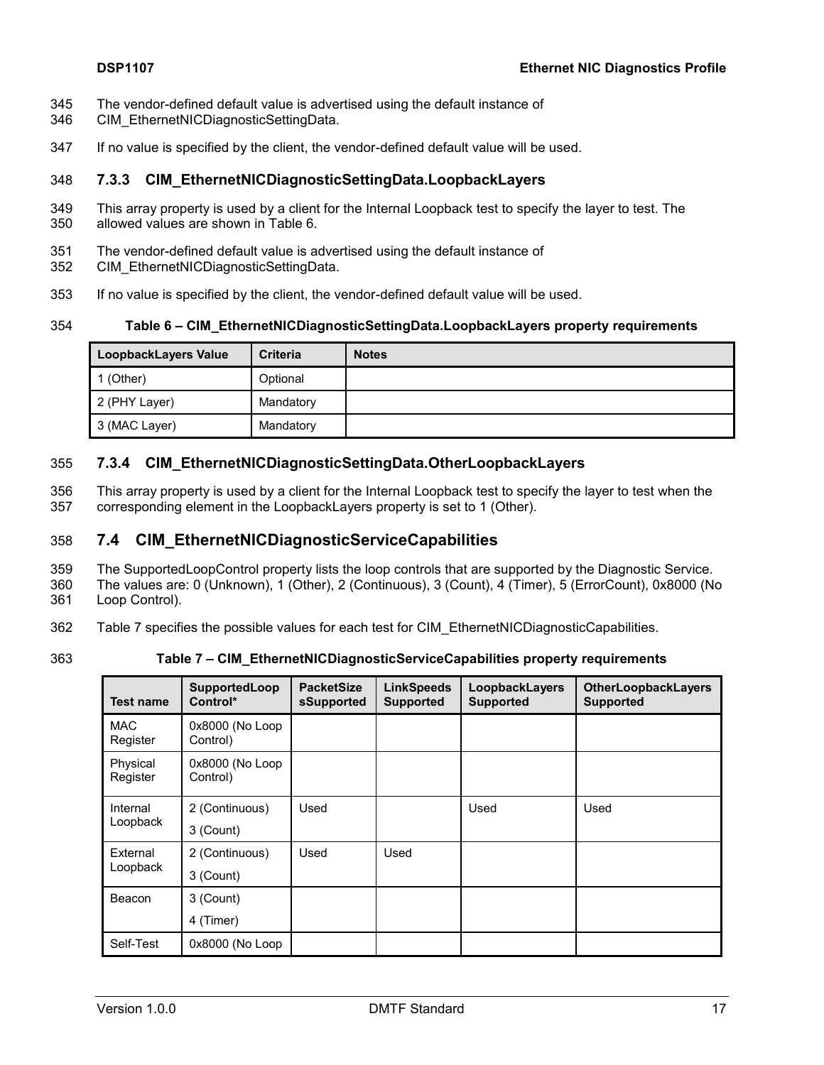The vendor-defined default value is advertised using the default instance of CIM_EthernetNICDiagnosticSettingData.

If no value is specified by the client, the vendor-defined default value will be used.

### 7.3.3 CIM_EthernetNICDiagnosticSettingData.LoopbackLayers

This array property is used by a client for the Internal Loopback test to specify the layer to test. The allowed values are shown in Table 6.

The vendor-defined default value is advertised using the default instance of CIM_EthernetNICDiagnosticSettingData.

If no value is specified by the client, the vendor-defined default value will be used.

**Table 6 – CIM_EthernetNICDiagnosticSettingData.LoopbackLayers property requirements**

| LoopbackLayers Value | Criteria | Notes |
|---|---|---|
| 1 (Other) | Optional | |
| 2 (PHY Layer) | Mandatory | |
| 3 (MAC Layer) | Mandatory | |

### 7.3.4 CIM_EthernetNICDiagnosticSettingData.OtherLoopbackLayers

This array property is used by a client for the Internal Loopback test to specify the layer to test when the corresponding element in the LoopbackLayers property is set to 1 (Other).

## 7.4 CIM_EthernetNICDiagnosticServiceCapabilities

The SupportedLoopControl property lists the loop controls that are supported by the Diagnostic Service. The values are: 0 (Unknown), 1 (Other), 2 (Continuous), 3 (Count), 4 (Timer), 5 (ErrorCount), 0x8000 (No Loop Control).

Table 7 specifies the possible values for each test for CIM_EthernetNICDiagnosticCapabilities.

**Table 7 – CIM_EthernetNICDiagnosticServiceCapabilities property requirements**

| Test name | SupportedLoopControl* | PacketSizesSupported | LinkSpeedsSupported | LoopbackLayersSupported | OtherLoopbackLayersSupported |
|---|---|---|---|---|---|
| MAC Register | 0x8000 (No Loop Control) | | | | |
| Physical Register | 0x8000 (No Loop Control) | | | | |
| Internal Loopback | 2 (Continuous)<br>3 (Count) | Used | | Used | Used |
| External Loopback | 2 (Continuous)<br>3 (Count) | Used | Used | | |
| Beacon | 3 (Count)<br>4 (Timer) | | | | |
| Self-Test | 0x8000 (No Loop | | | | |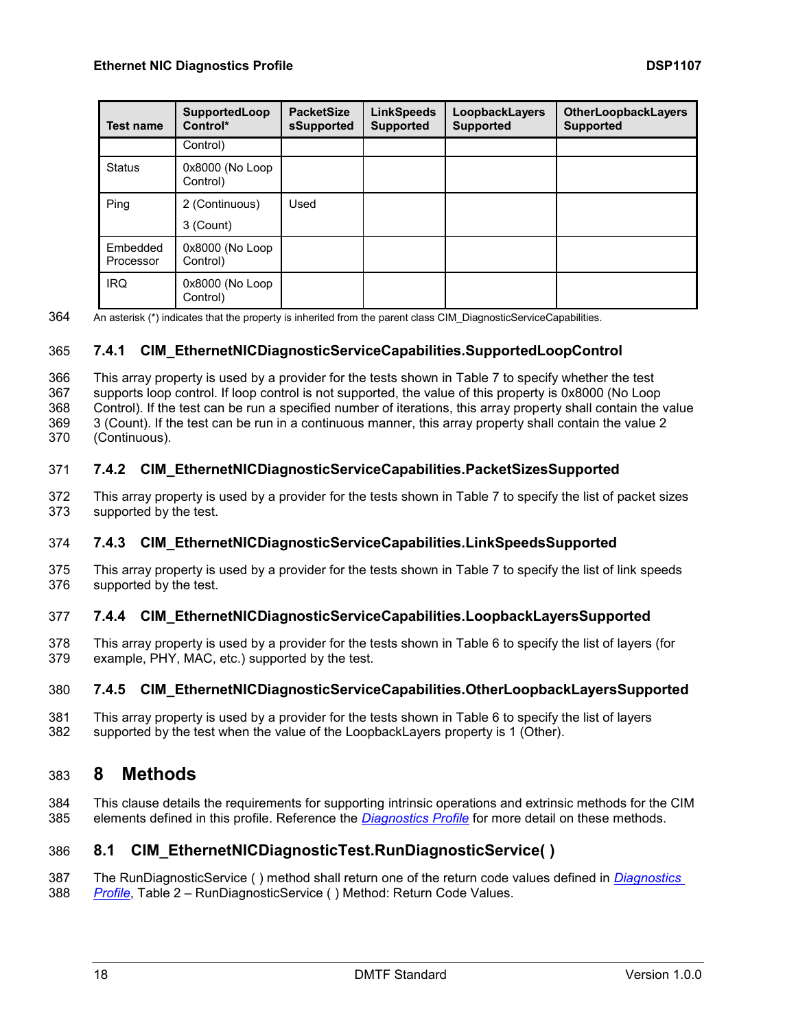| Test name | SupportedLoop Control* | PacketSize sSupported | LinkSpeeds Supported | LoopbackLayers Supported | OtherLoopbackLayers Supported |
|---|---|---|---|---|---|
| | Control) | | | | |
| Status | 0x8000 (No Loop Control) | | | | |
| Ping | 2 (Continuous)<br>3 (Count) | Used | | | |
| Embedded Processor | 0x8000 (No Loop Control) | | | | |
| IRQ | 0x8000 (No Loop Control) | | | | |

An asterisk (*) indicates that the property is inherited from the parent class CIM_DiagnosticServiceCapabilities.

### 7.4.1 CIM_EthernetNICDiagnosticServiceCapabilities.SupportedLoopControl

This array property is used by a provider for the tests shown in Table 7 to specify whether the test supports loop control. If loop control is not supported, the value of this property is 0x8000 (No Loop Control). If the test can be run a specified number of iterations, this array property shall contain the value 3 (Count). If the test can be run in a continuous manner, this array property shall contain the value 2 (Continuous).

### 7.4.2 CIM_EthernetNICDiagnosticServiceCapabilities.PacketSizesSupported

This array property is used by a provider for the tests shown in Table 7 to specify the list of packet sizes supported by the test.

### 7.4.3 CIM_EthernetNICDiagnosticServiceCapabilities.LinkSpeedsSupported

This array property is used by a provider for the tests shown in Table 7 to specify the list of link speeds supported by the test.

### 7.4.4 CIM_EthernetNICDiagnosticServiceCapabilities.LoopbackLayersSupported

This array property is used by a provider for the tests shown in Table 6 to specify the list of layers (for example, PHY, MAC, etc.) supported by the test.

### 7.4.5 CIM_EthernetNICDiagnosticServiceCapabilities.OtherLoopbackLayersSupported

This array property is used by a provider for the tests shown in Table 6 to specify the list of layers supported by the test when the value of the LoopbackLayers property is 1 (Other).

# 8 Methods

This clause details the requirements for supporting intrinsic operations and extrinsic methods for the CIM elements defined in this profile. Reference the *Diagnostics Profile* for more detail on these methods.

## 8.1 CIM_EthernetNICDiagnosticTest.RunDiagnosticService( )

The RunDiagnosticService ( ) method shall return one of the return code values defined in *Diagnostics Profile*, Table 2 – RunDiagnosticService ( ) Method: Return Code Values.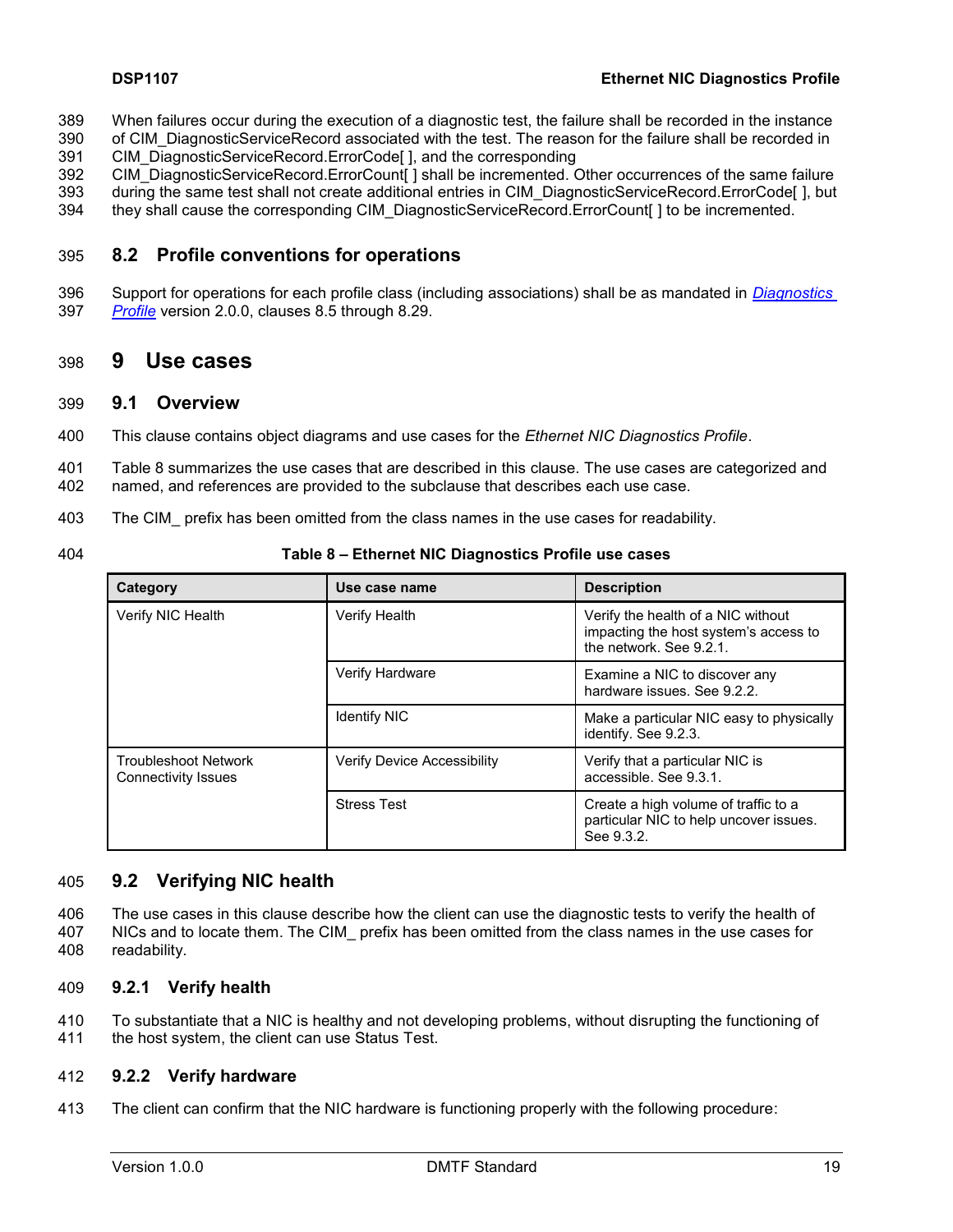When failures occur during the execution of a diagnostic test, the failure shall be recorded in the instance of CIM_DiagnosticServiceRecord associated with the test. The reason for the failure shall be recorded in CIM_DiagnosticServiceRecord.ErrorCode[ ], and the corresponding CIM_DiagnosticServiceRecord.ErrorCount[ ] shall be incremented. Other occurrences of the same failure during the same test shall not create additional entries in CIM_DiagnosticServiceRecord.ErrorCode[ ], but they shall cause the corresponding CIM_DiagnosticServiceRecord.ErrorCount[ ] to be incremented.

## 8.2 Profile conventions for operations

Support for operations for each profile class (including associations) shall be as mandated in *Diagnostics Profile* version 2.0.0, clauses 8.5 through 8.29.

# 9 Use cases

## 9.1 Overview

This clause contains object diagrams and use cases for the *Ethernet NIC Diagnostics Profile*.

Table 8 summarizes the use cases that are described in this clause. The use cases are categorized and named, and references are provided to the subclause that describes each use case.

The CIM_ prefix has been omitted from the class names in the use cases for readability.

**Table 8 – Ethernet NIC Diagnostics Profile use cases**

| Category | Use case name | Description |
|---|---|---|
| Verify NIC Health | Verify Health | Verify the health of a NIC without impacting the host system's access to the network. See 9.2.1. |
| | Verify Hardware | Examine a NIC to discover any hardware issues. See 9.2.2. |
| | Identify NIC | Make a particular NIC easy to physically identify. See 9.2.3. |
| Troubleshoot Network Connectivity Issues | Verify Device Accessibility | Verify that a particular NIC is accessible. See 9.3.1. |
| | Stress Test | Create a high volume of traffic to a particular NIC to help uncover issues. See 9.3.2. |

## 9.2 Verifying NIC health

The use cases in this clause describe how the client can use the diagnostic tests to verify the health of NICs and to locate them. The CIM_ prefix has been omitted from the class names in the use cases for readability.

### 9.2.1 Verify health

To substantiate that a NIC is healthy and not developing problems, without disrupting the functioning of the host system, the client can use Status Test.

### 9.2.2 Verify hardware

The client can confirm that the NIC hardware is functioning properly with the following procedure: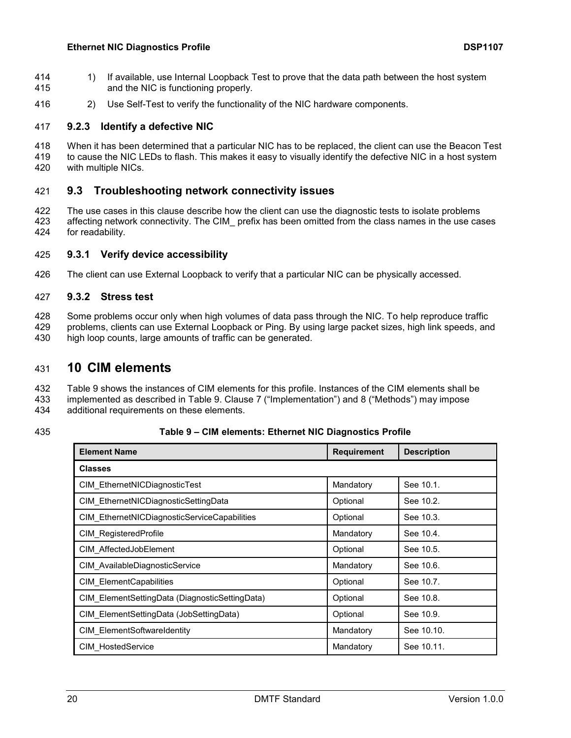1) If available, use Internal Loopback Test to prove that the data path between the host system and the NIC is functioning properly.
2) Use Self-Test to verify the functionality of the NIC hardware components.

### 9.2.3 Identify a defective NIC

When it has been determined that a particular NIC has to be replaced, the client can use the Beacon Test to cause the NIC LEDs to flash. This makes it easy to visually identify the defective NIC in a host system with multiple NICs.

## 9.3 Troubleshooting network connectivity issues

The use cases in this clause describe how the client can use the diagnostic tests to isolate problems affecting network connectivity. The CIM_ prefix has been omitted from the class names in the use cases for readability.

### 9.3.1 Verify device accessibility

The client can use External Loopback to verify that a particular NIC can be physically accessed.

### 9.3.2 Stress test

Some problems occur only when high volumes of data pass through the NIC. To help reproduce traffic problems, clients can use External Loopback or Ping. By using large packet sizes, high link speeds, and high loop counts, large amounts of traffic can be generated.

# 10 CIM elements

Table 9 shows the instances of CIM elements for this profile. Instances of the CIM elements shall be implemented as described in Table 9. Clause 7 ("Implementation") and 8 ("Methods") may impose additional requirements on these elements.

**Table 9 – CIM elements: Ethernet NIC Diagnostics Profile**

| Element Name | Requirement | Description |
|---|---|---|
| **Classes** | | |
| CIM_EthernetNICDiagnosticTest | Mandatory | See 10.1. |
| CIM_EthernetNICDiagnosticSettingData | Optional | See 10.2. |
| CIM_EthernetNICDiagnosticServiceCapabilities | Optional | See 10.3. |
| CIM_RegisteredProfile | Mandatory | See 10.4. |
| CIM_AffectedJobElement | Optional | See 10.5. |
| CIM_AvailableDiagnosticService | Mandatory | See 10.6. |
| CIM_ElementCapabilities | Optional | See 10.7. |
| CIM_ElementSettingData (DiagnosticSettingData) | Optional | See 10.8. |
| CIM_ElementSettingData (JobSettingData) | Optional | See 10.9. |
| CIM_ElementSoftwareIdentity | Mandatory | See 10.10. |
| CIM_HostedService | Mandatory | See 10.11. |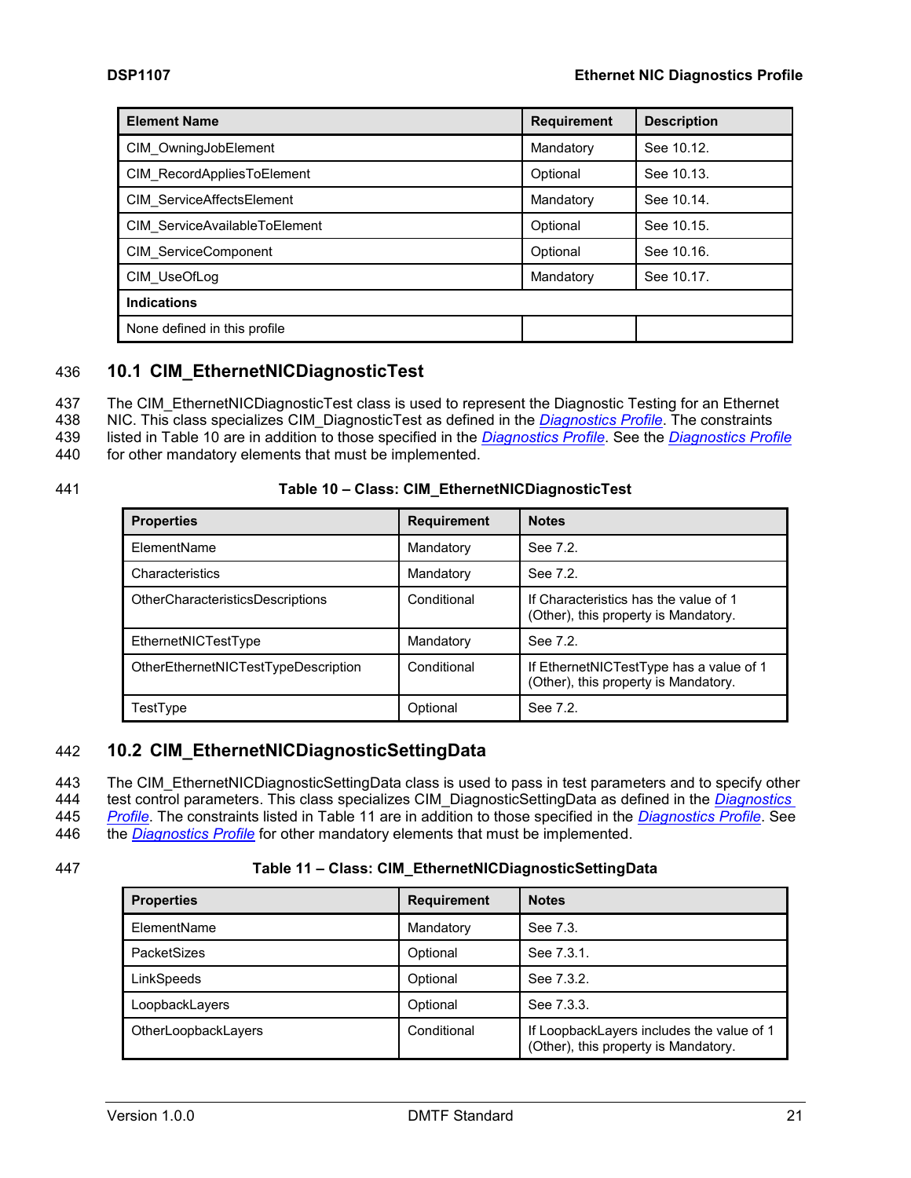| Element Name | Requirement | Description |
|---|---|---|
| CIM_OwningJobElement | Mandatory | See 10.12. |
| CIM_RecordAppliesToElement | Optional | See 10.13. |
| CIM_ServiceAffectsElement | Mandatory | See 10.14. |
| CIM_ServiceAvailableToElement | Optional | See 10.15. |
| CIM_ServiceComponent | Optional | See 10.16. |
| CIM_UseOfLog | Mandatory | See 10.17. |
| **Indications** | | |
| None defined in this profile | | |

## 10.1 CIM_EthernetNICDiagnosticTest

The CIM_EthernetNICDiagnosticTest class is used to represent the Diagnostic Testing for an Ethernet NIC. This class specializes CIM_DiagnosticTest as defined in the *Diagnostics Profile*. The constraints listed in Table 10 are in addition to those specified in the *Diagnostics Profile*. See the *Diagnostics Profile* for other mandatory elements that must be implemented.

**Table 10 – Class: CIM_EthernetNICDiagnosticTest**

| Properties | Requirement | Notes |
|---|---|---|
| ElementName | Mandatory | See 7.2. |
| Characteristics | Mandatory | See 7.2. |
| OtherCharacteristicsDescriptions | Conditional | If Characteristics has the value of 1 (Other), this property is Mandatory. |
| EthernetNICTestType | Mandatory | See 7.2. |
| OtherEthernetNICTestTypeDescription | Conditional | If EthernetNICTestType has a value of 1 (Other), this property is Mandatory. |
| TestType | Optional | See 7.2. |

## 10.2 CIM_EthernetNICDiagnosticSettingData

The CIM_EthernetNICDiagnosticSettingData class is used to pass in test parameters and to specify other test control parameters. This class specializes CIM_DiagnosticSettingData as defined in the *Diagnostics Profile*. The constraints listed in Table 11 are in addition to those specified in the *Diagnostics Profile*. See the *Diagnostics Profile* for other mandatory elements that must be implemented.

**Table 11 – Class: CIM_EthernetNICDiagnosticSettingData**

| Properties | Requirement | Notes |
|---|---|---|
| ElementName | Mandatory | See 7.3. |
| PacketSizes | Optional | See 7.3.1. |
| LinkSpeeds | Optional | See 7.3.2. |
| LoopbackLayers | Optional | See 7.3.3. |
| OtherLoopbackLayers | Conditional | If LoopbackLayers includes the value of 1 (Other), this property is Mandatory. |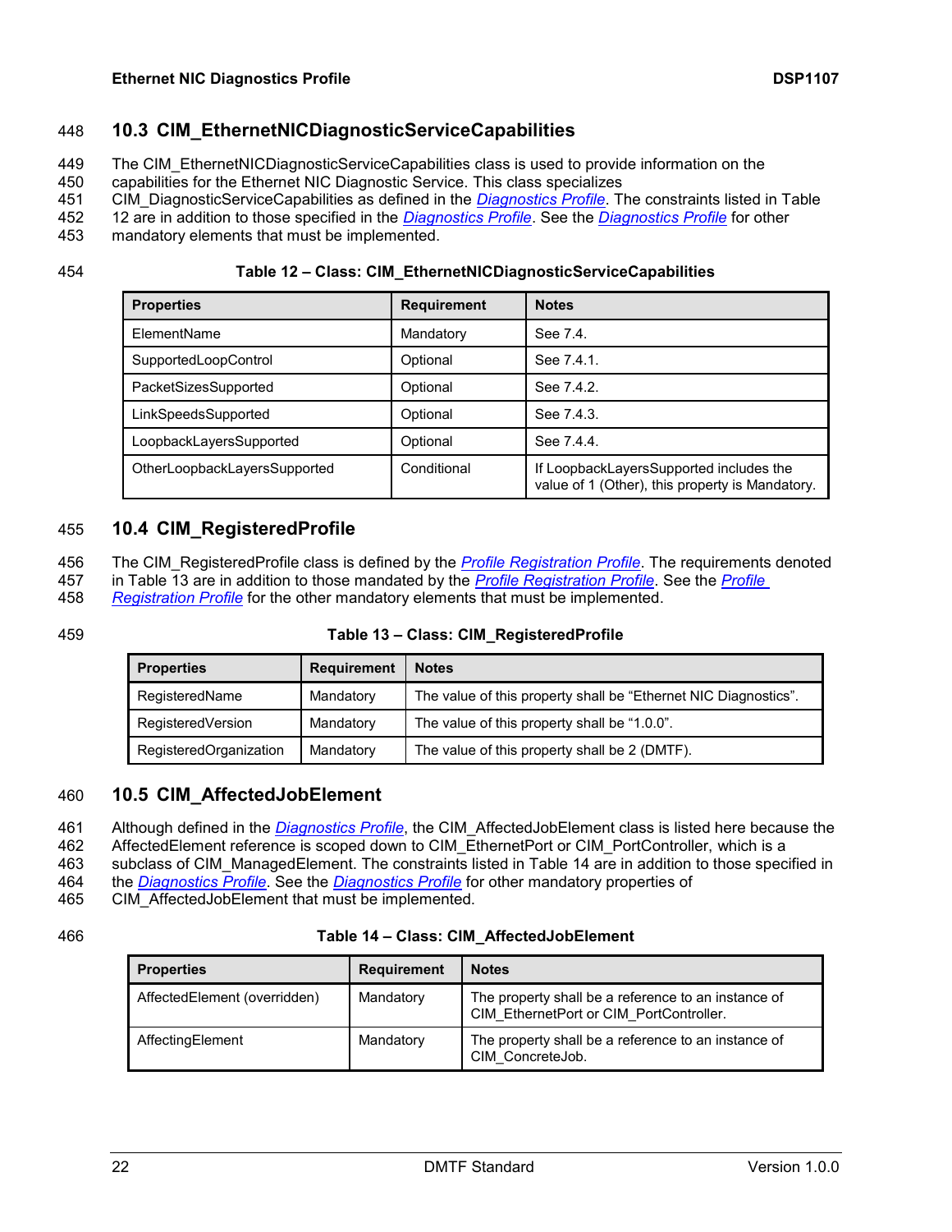## 10.3 CIM_EthernetNICDiagnosticServiceCapabilities

The CIM_EthernetNICDiagnosticServiceCapabilities class is used to provide information on the capabilities for the Ethernet NIC Diagnostic Service. This class specializes CIM_DiagnosticServiceCapabilities as defined in the *Diagnostics Profile*. The constraints listed in Table 12 are in addition to those specified in the *Diagnostics Profile*. See the *Diagnostics Profile* for other mandatory elements that must be implemented.

**Table 12 – Class: CIM_EthernetNICDiagnosticServiceCapabilities**

| Properties | Requirement | Notes |
|---|---|---|
| ElementName | Mandatory | See 7.4. |
| SupportedLoopControl | Optional | See 7.4.1. |
| PacketSizesSupported | Optional | See 7.4.2. |
| LinkSpeedsSupported | Optional | See 7.4.3. |
| LoopbackLayersSupported | Optional | See 7.4.4. |
| OtherLoopbackLayersSupported | Conditional | If LoopbackLayersSupported includes the value of 1 (Other), this property is Mandatory. |

## 10.4 CIM_RegisteredProfile

The CIM_RegisteredProfile class is defined by the *Profile Registration Profile*. The requirements denoted in Table 13 are in addition to those mandated by the *Profile Registration Profile*. See the *Profile Registration Profile* for the other mandatory elements that must be implemented.

**Table 13 – Class: CIM_RegisteredProfile**

| Properties | Requirement | Notes |
|---|---|---|
| RegisteredName | Mandatory | The value of this property shall be "Ethernet NIC Diagnostics". |
| RegisteredVersion | Mandatory | The value of this property shall be "1.0.0". |
| RegisteredOrganization | Mandatory | The value of this property shall be 2 (DMTF). |

## 10.5 CIM_AffectedJobElement

Although defined in the *Diagnostics Profile*, the CIM_AffectedJobElement class is listed here because the AffectedElement reference is scoped down to CIM_EthernetPort or CIM_PortController, which is a subclass of CIM_ManagedElement. The constraints listed in Table 14 are in addition to those specified in the *Diagnostics Profile*. See the *Diagnostics Profile* for other mandatory properties of CIM_AffectedJobElement that must be implemented.

**Table 14 – Class: CIM_AffectedJobElement**

| Properties | Requirement | Notes |
|---|---|---|
| AffectedElement (overridden) | Mandatory | The property shall be a reference to an instance of CIM_EthernetPort or CIM_PortController. |
| AffectingElement | Mandatory | The property shall be a reference to an instance of CIM_ConcreteJob. |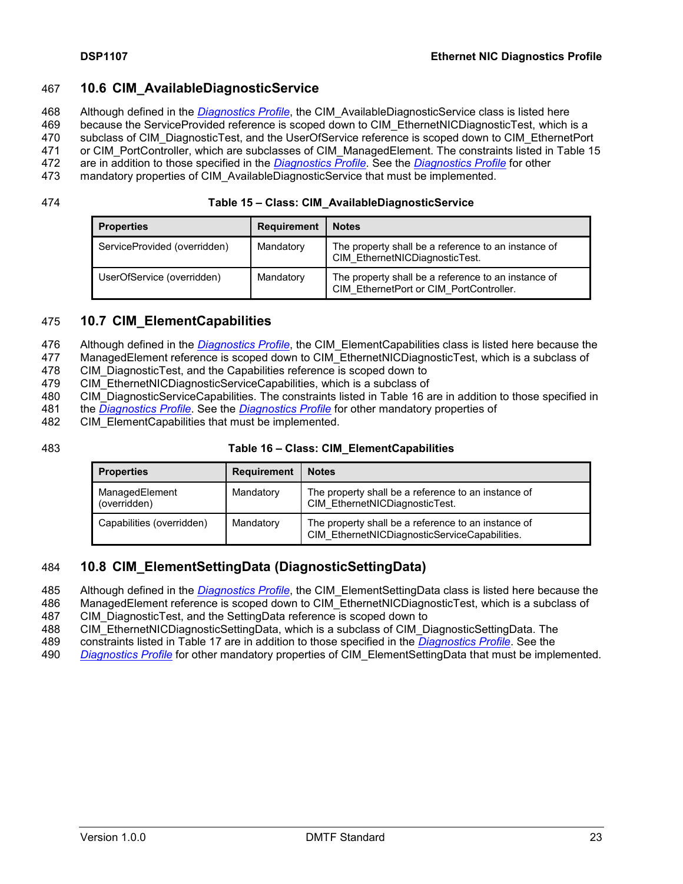## 10.6 CIM_AvailableDiagnosticService

Although defined in the *Diagnostics Profile*, the CIM_AvailableDiagnosticService class is listed here because the ServiceProvided reference is scoped down to CIM_EthernetNICDiagnosticTest, which is a subclass of CIM_DiagnosticTest, and the UserOfService reference is scoped down to CIM_EthernetPort or CIM_PortController, which are subclasses of CIM_ManagedElement. The constraints listed in Table 15 are in addition to those specified in the *Diagnostics Profile*. See the *Diagnostics Profile* for other mandatory properties of CIM_AvailableDiagnosticService that must be implemented.

**Table 15 – Class: CIM_AvailableDiagnosticService**

| Properties | Requirement | Notes |
|---|---|---|
| ServiceProvided (overridden) | Mandatory | The property shall be a reference to an instance of CIM_EthernetNICDiagnosticTest. |
| UserOfService (overridden) | Mandatory | The property shall be a reference to an instance of CIM_EthernetPort or CIM_PortController. |

## 10.7 CIM_ElementCapabilities

Although defined in the *Diagnostics Profile*, the CIM_ElementCapabilities class is listed here because the ManagedElement reference is scoped down to CIM_EthernetNICDiagnosticTest, which is a subclass of CIM_DiagnosticTest, and the Capabilities reference is scoped down to CIM_EthernetNICDiagnosticServiceCapabilities, which is a subclass of CIM_DiagnosticServiceCapabilities. The constraints listed in Table 16 are in addition to those specified in the *Diagnostics Profile*. See the *Diagnostics Profile* for other mandatory properties of CIM_ElementCapabilities that must be implemented.

**Table 16 – Class: CIM_ElementCapabilities**

| Properties | Requirement | Notes |
|---|---|---|
| ManagedElement (overridden) | Mandatory | The property shall be a reference to an instance of CIM_EthernetNICDiagnosticTest. |
| Capabilities (overridden) | Mandatory | The property shall be a reference to an instance of CIM_EthernetNICDiagnosticServiceCapabilities. |

## 10.8 CIM_ElementSettingData (DiagnosticSettingData)

Although defined in the *Diagnostics Profile*, the CIM_ElementSettingData class is listed here because the ManagedElement reference is scoped down to CIM_EthernetNICDiagnosticTest, which is a subclass of CIM_DiagnosticTest, and the SettingData reference is scoped down to CIM_EthernetNICDiagnosticSettingData, which is a subclass of CIM_DiagnosticSettingData. The constraints listed in Table 17 are in addition to those specified in the *Diagnostics Profile*. See the *Diagnostics Profile* for other mandatory properties of CIM_ElementSettingData that must be implemented.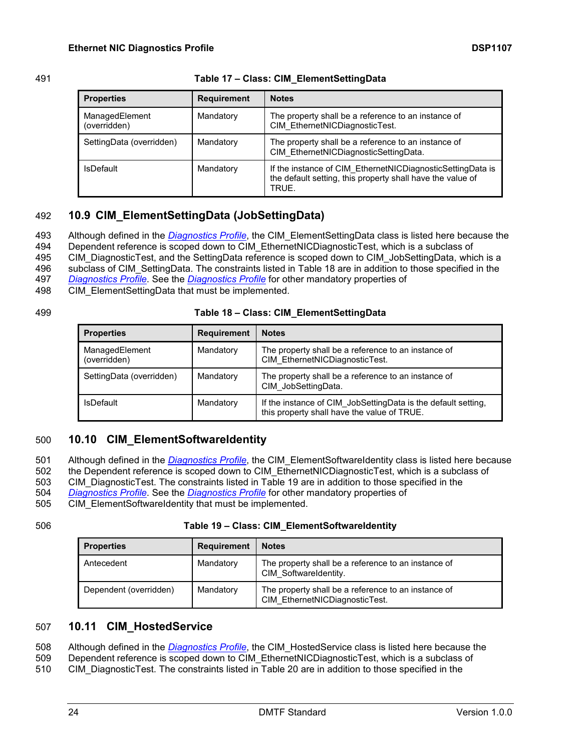**Table 17 – Class: CIM_ElementSettingData**

| Properties | Requirement | Notes |
|---|---|---|
| ManagedElement (overridden) | Mandatory | The property shall be a reference to an instance of CIM_EthernetNICDiagnosticTest. |
| SettingData (overridden) | Mandatory | The property shall be a reference to an instance of CIM_EthernetNICDiagnosticSettingData. |
| IsDefault | Mandatory | If the instance of CIM_EthernetNICDiagnosticSettingData is the default setting, this property shall have the value of TRUE. |

## 10.9 CIM_ElementSettingData (JobSettingData)

Although defined in the *Diagnostics Profile*, the CIM_ElementSettingData class is listed here because the Dependent reference is scoped down to CIM_EthernetNICDiagnosticTest, which is a subclass of CIM_DiagnosticTest, and the SettingData reference is scoped down to CIM_JobSettingData, which is a subclass of CIM_SettingData. The constraints listed in Table 18 are in addition to those specified in the *Diagnostics Profile*. See the *Diagnostics Profile* for other mandatory properties of CIM_ElementSettingData that must be implemented.

**Table 18 – Class: CIM_ElementSettingData**

| Properties | Requirement | Notes |
|---|---|---|
| ManagedElement (overridden) | Mandatory | The property shall be a reference to an instance of CIM_EthernetNICDiagnosticTest. |
| SettingData (overridden) | Mandatory | The property shall be a reference to an instance of CIM_JobSettingData. |
| IsDefault | Mandatory | If the instance of CIM_JobSettingData is the default setting, this property shall have the value of TRUE. |

## 10.10 CIM_ElementSoftwareIdentity

Although defined in the *Diagnostics Profile*, the CIM_ElementSoftwareIdentity class is listed here because the Dependent reference is scoped down to CIM_EthernetNICDiagnosticTest, which is a subclass of CIM_DiagnosticTest. The constraints listed in Table 19 are in addition to those specified in the *Diagnostics Profile*. See the *Diagnostics Profile* for other mandatory properties of CIM_ElementSoftwareIdentity that must be implemented.

**Table 19 – Class: CIM_ElementSoftwareIdentity**

| Properties | Requirement | Notes |
|---|---|---|
| Antecedent | Mandatory | The property shall be a reference to an instance of CIM_SoftwareIdentity. |
| Dependent (overridden) | Mandatory | The property shall be a reference to an instance of CIM_EthernetNICDiagnosticTest. |

## 10.11 CIM_HostedService

Although defined in the *Diagnostics Profile*, the CIM_HostedService class is listed here because the Dependent reference is scoped down to CIM_EthernetNICDiagnosticTest, which is a subclass of CIM_DiagnosticTest. The constraints listed in Table 20 are in addition to those specified in the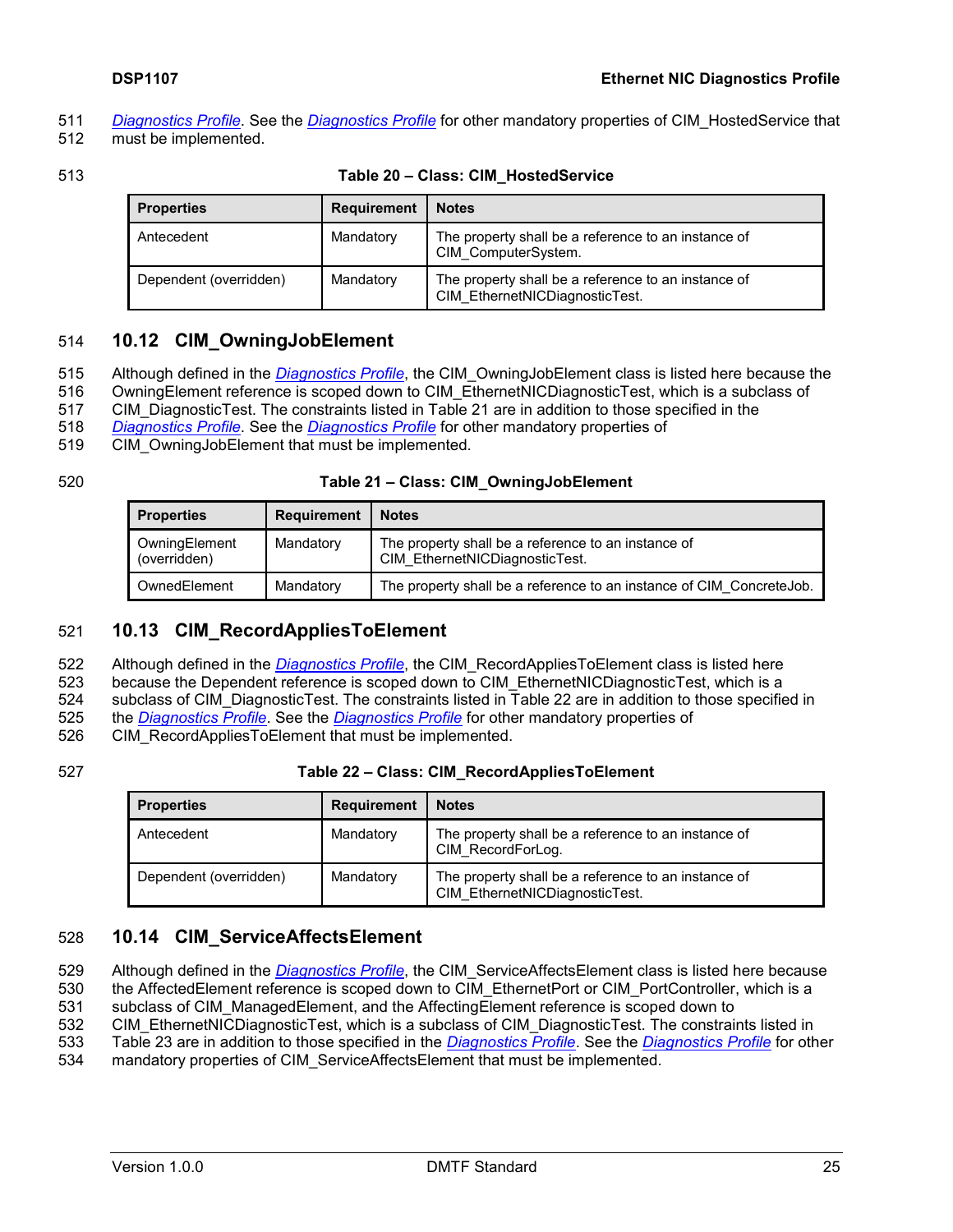Diagnostics Profile. See the Diagnostics Profile for other mandatory properties of CIM_HostedService that must be implemented.

**Table 20 – Class: CIM_HostedService**

| Properties | Requirement | Notes |
|---|---|---|
| Antecedent | Mandatory | The property shall be a reference to an instance of CIM_ComputerSystem. |
| Dependent (overridden) | Mandatory | The property shall be a reference to an instance of CIM_EthernetNICDiagnosticTest. |

## 10.12 CIM_OwningJobElement

Although defined in the Diagnostics Profile, the CIM_OwningJobElement class is listed here because the OwningElement reference is scoped down to CIM_EthernetNICDiagnosticTest, which is a subclass of CIM_DiagnosticTest. The constraints listed in Table 21 are in addition to those specified in the Diagnostics Profile. See the Diagnostics Profile for other mandatory properties of CIM_OwningJobElement that must be implemented.

**Table 21 – Class: CIM_OwningJobElement**

| Properties | Requirement | Notes |
|---|---|---|
| OwningElement (overridden) | Mandatory | The property shall be a reference to an instance of CIM_EthernetNICDiagnosticTest. |
| OwnedElement | Mandatory | The property shall be a reference to an instance of CIM_ConcreteJob. |

## 10.13 CIM_RecordAppliesToElement

Although defined in the Diagnostics Profile, the CIM_RecordAppliesToElement class is listed here because the Dependent reference is scoped down to CIM_EthernetNICDiagnosticTest, which is a subclass of CIM_DiagnosticTest. The constraints listed in Table 22 are in addition to those specified in the Diagnostics Profile. See the Diagnostics Profile for other mandatory properties of CIM_RecordAppliesToElement that must be implemented.

**Table 22 – Class: CIM_RecordAppliesToElement**

| Properties | Requirement | Notes |
|---|---|---|
| Antecedent | Mandatory | The property shall be a reference to an instance of CIM_RecordForLog. |
| Dependent (overridden) | Mandatory | The property shall be a reference to an instance of CIM_EthernetNICDiagnosticTest. |

## 10.14 CIM_ServiceAffectsElement

Although defined in the Diagnostics Profile, the CIM_ServiceAffectsElement class is listed here because the AffectedElement reference is scoped down to CIM_EthernetPort or CIM_PortController, which is a subclass of CIM_ManagedElement, and the AffectingElement reference is scoped down to CIM_EthernetNICDiagnosticTest, which is a subclass of CIM_DiagnosticTest. The constraints listed in Table 23 are in addition to those specified in the Diagnostics Profile. See the Diagnostics Profile for other mandatory properties of CIM_ServiceAffectsElement that must be implemented.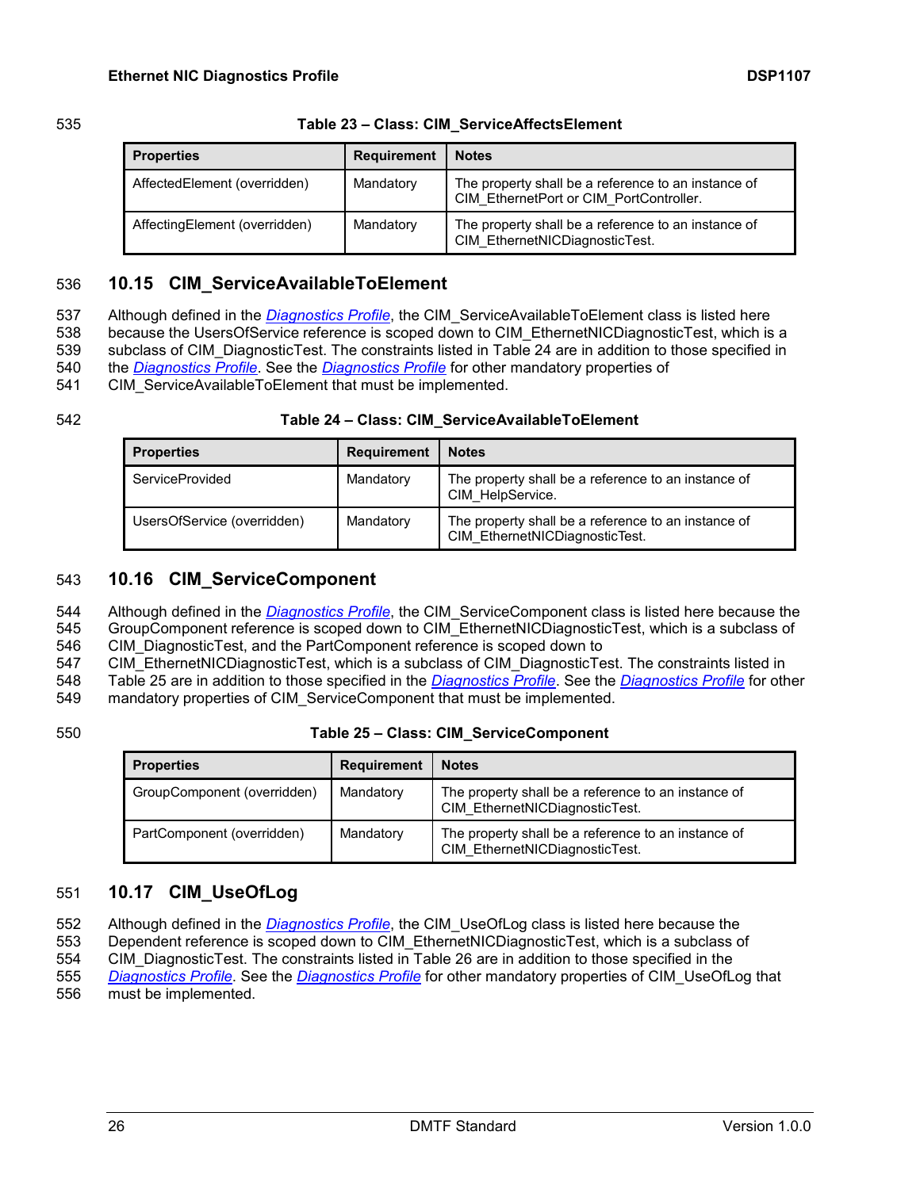**Table 23 – Class: CIM_ServiceAffectsElement**

| Properties | Requirement | Notes |
|---|---|---|
| AffectedElement (overridden) | Mandatory | The property shall be a reference to an instance of CIM_EthernetPort or CIM_PortController. |
| AffectingElement (overridden) | Mandatory | The property shall be a reference to an instance of CIM_EthernetNICDiagnosticTest. |

## 10.15 CIM_ServiceAvailableToElement

Although defined in the Diagnostics Profile, the CIM_ServiceAvailableToElement class is listed here because the UsersOfService reference is scoped down to CIM_EthernetNICDiagnosticTest, which is a subclass of CIM_DiagnosticTest. The constraints listed in Table 24 are in addition to those specified in the Diagnostics Profile. See the Diagnostics Profile for other mandatory properties of CIM_ServiceAvailableToElement that must be implemented.

**Table 24 – Class: CIM_ServiceAvailableToElement**

| Properties | Requirement | Notes |
|---|---|---|
| ServiceProvided | Mandatory | The property shall be a reference to an instance of CIM_HelpService. |
| UsersOfService (overridden) | Mandatory | The property shall be a reference to an instance of CIM_EthernetNICDiagnosticTest. |

## 10.16 CIM_ServiceComponent

Although defined in the Diagnostics Profile, the CIM_ServiceComponent class is listed here because the GroupComponent reference is scoped down to CIM_EthernetNICDiagnosticTest, which is a subclass of CIM_DiagnosticTest, and the PartComponent reference is scoped down to CIM_EthernetNICDiagnosticTest, which is a subclass of CIM_DiagnosticTest. The constraints listed in Table 25 are in addition to those specified in the Diagnostics Profile. See the Diagnostics Profile for other mandatory properties of CIM_ServiceComponent that must be implemented.

**Table 25 – Class: CIM_ServiceComponent**

| Properties | Requirement | Notes |
|---|---|---|
| GroupComponent (overridden) | Mandatory | The property shall be a reference to an instance of CIM_EthernetNICDiagnosticTest. |
| PartComponent (overridden) | Mandatory | The property shall be a reference to an instance of CIM_EthernetNICDiagnosticTest. |

## 10.17 CIM_UseOfLog

Although defined in the Diagnostics Profile, the CIM_UseOfLog class is listed here because the Dependent reference is scoped down to CIM_EthernetNICDiagnosticTest, which is a subclass of CIM_DiagnosticTest. The constraints listed in Table 26 are in addition to those specified in the Diagnostics Profile. See the Diagnostics Profile for other mandatory properties of CIM_UseOfLog that must be implemented.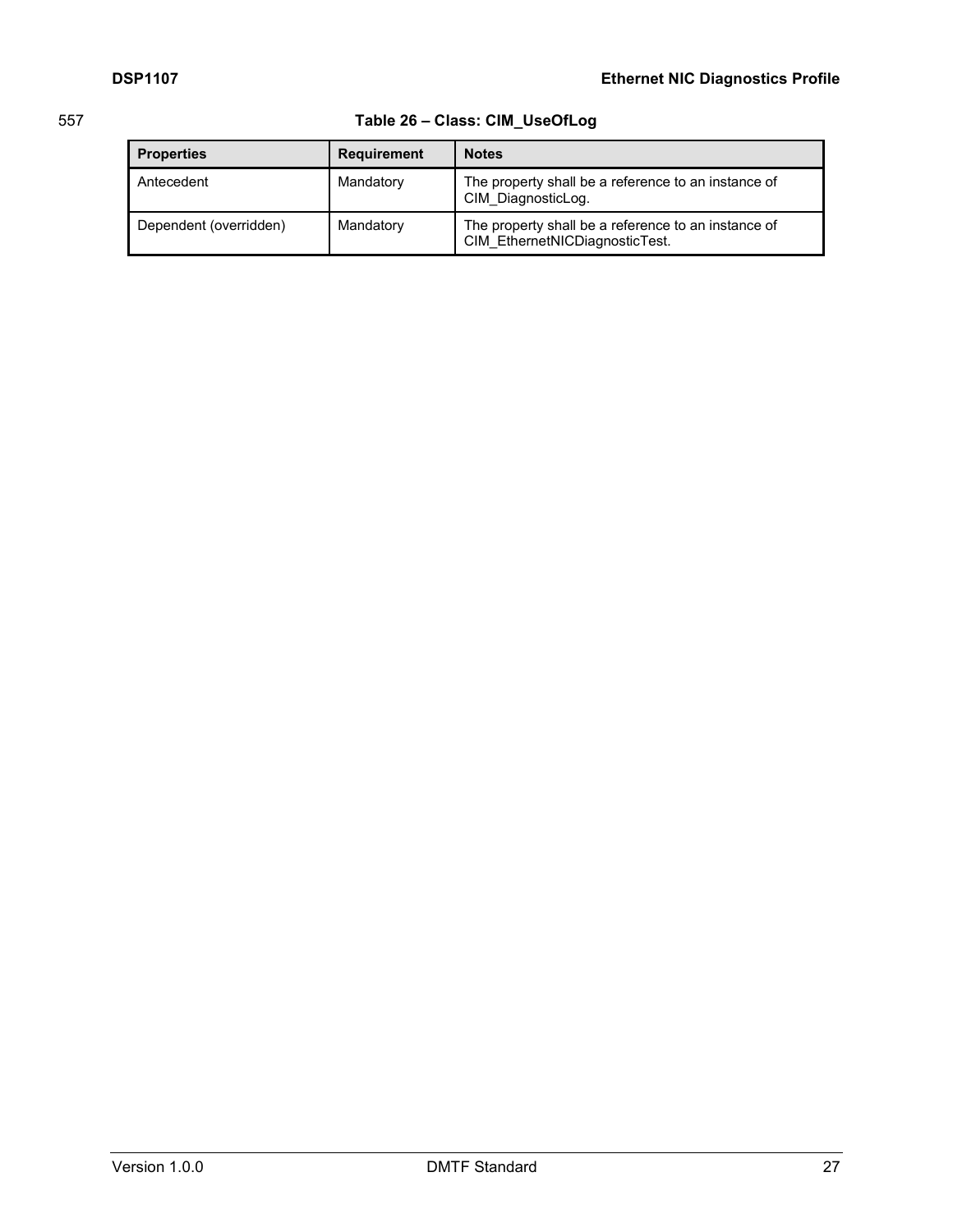**Table 26 – Class: CIM_UseOfLog**

| Properties | Requirement | Notes |
| --- | --- | --- |
| Antecedent | Mandatory | The property shall be a reference to an instance of CIM_DiagnosticLog. |
| Dependent (overridden) | Mandatory | The property shall be a reference to an instance of CIM_EthernetNICDiagnosticTest. |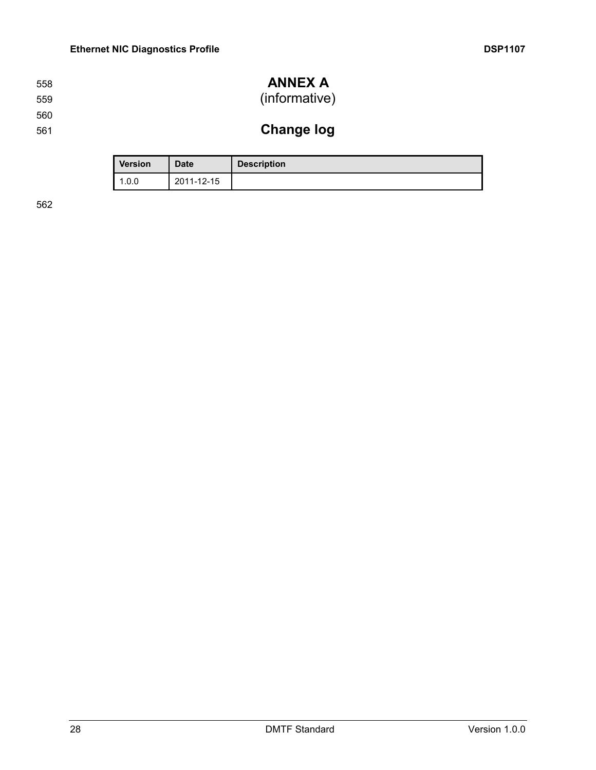# ANNEX A
(informative)

# Change log

| Version | Date | Description |
| --- | --- | --- |
| 1.0.0 | 2011-12-15 | |